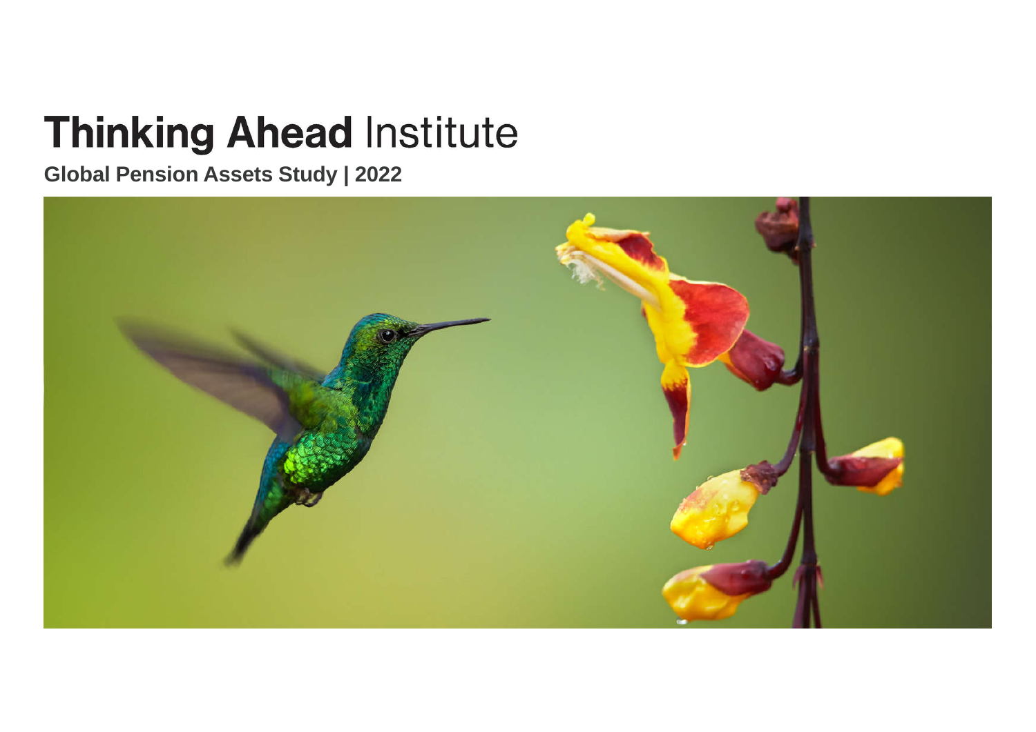# Thinking Ahead Institute

**Global Pension Assets Study | 2022**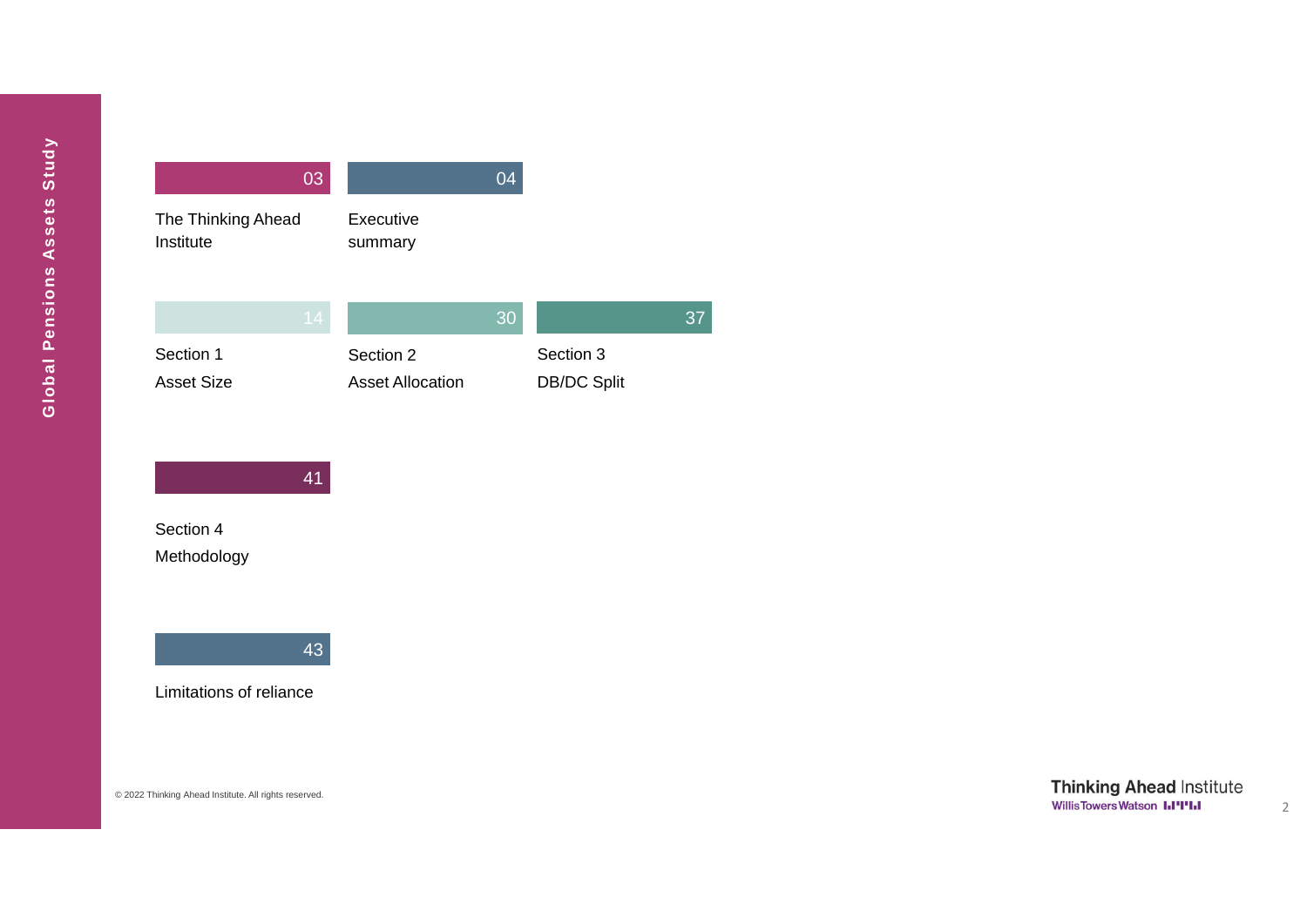03 The Thinking Ahead Institute

04 Executive summary

14 Section 1 Asset Size

30 Section 2 Asset Allocation

37 Section 3 DB/DC Split

41 Section 4 Methodology

43 Limitations of reliance

© 2022 Thinking Ahead Institute. All rights reserved.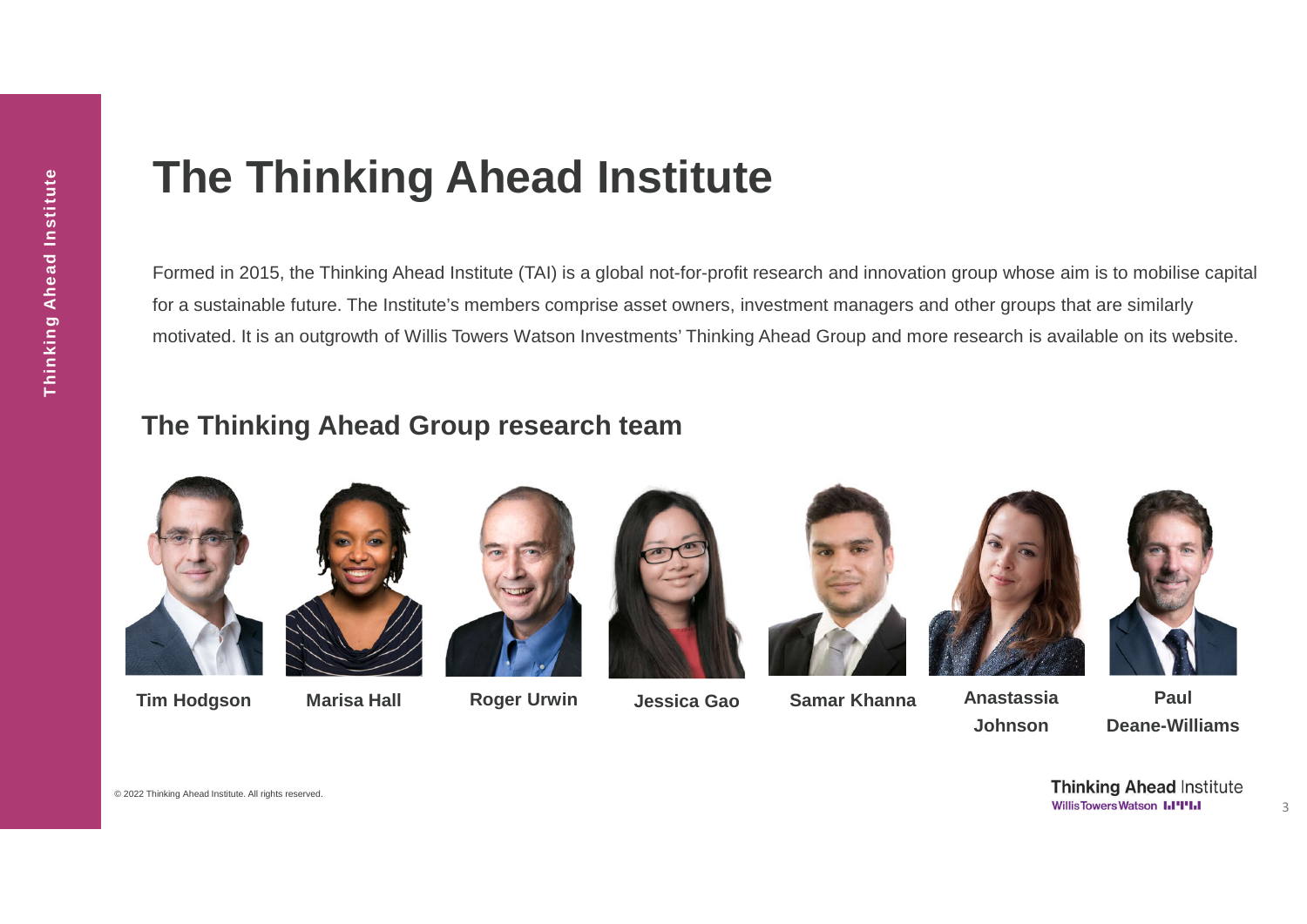# The Thinking Ahead Institute

Formed in 2015, the Thinking Ahead Institute (TAI) is a global not-for-profit research and innovation group whose aim is to mobilise capital for a sustainable future. The Institute's members comprise asset owners, investment managers and other groups that are similarly motivated. It is an outgrowth of Willis Towers Watson Investments' Thinking Ahead Group and more research is available on its website.

## The Thinking Ahead Group research team

**Tim Hodgson** | **Marisa Hall** | **Roger Urwin** | **Jessica Gao** | **Samar Khanna** | **Anastassia Johnson** | **Paul Deane-Williams**

© 2022 Thinking Ahead Institute. All rights reserved.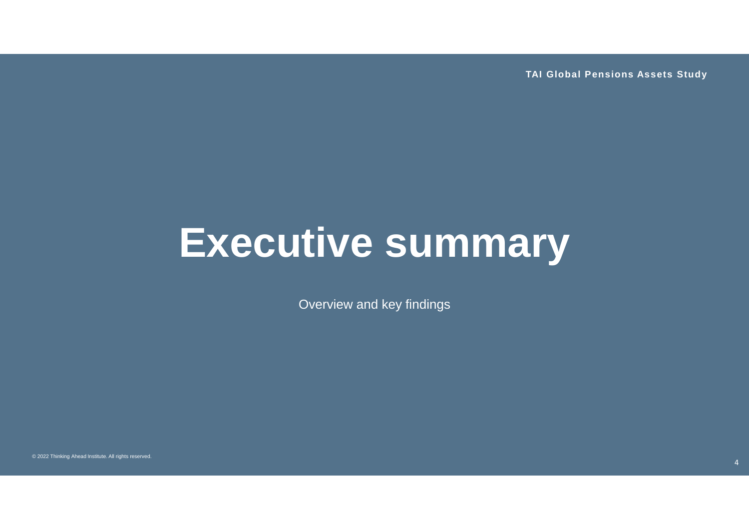# Executive summary

Overview and key findings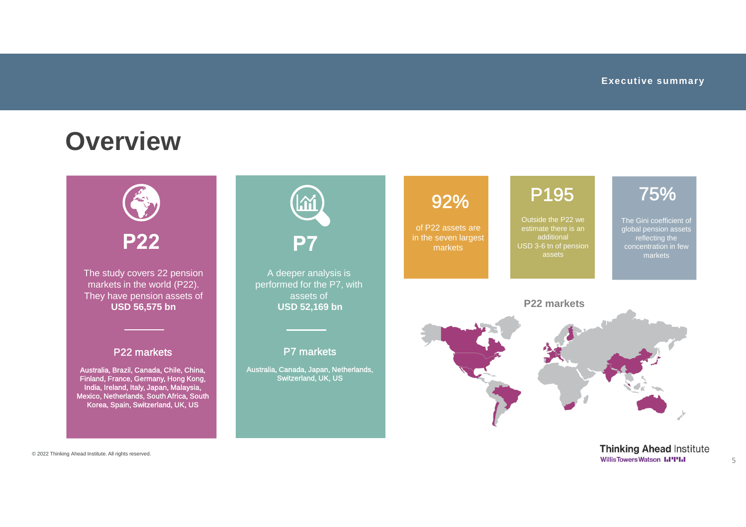# Overview

## P22

The study covers 22 pension markets in the world (P22). They have pension assets of **USD 56,575 bn**

### P22 markets

Australia, Brazil, Canada, Chile, China, Finland, France, Germany, Hong Kong, India, Ireland, Italy, Japan, Malaysia, Mexico, Netherlands, South Africa, South Korea, Spain, Switzerland, UK, US

## P7

A deeper analysis is performed for the P7, with assets of **USD 52,169 bn**

### P7 markets

Australia, Canada, Japan, Netherlands, Switzerland, UK, US

## 92%

of P22 assets are in the seven largest markets

## P195

Outside the P22 we estimate there is an additional USD 3-6 tn of pension assets

## 75%

The Gini coefficient of global pension assets reflecting the concentration in few markets

### P22 markets

© 2022 Thinking Ahead Institute. All rights reserved.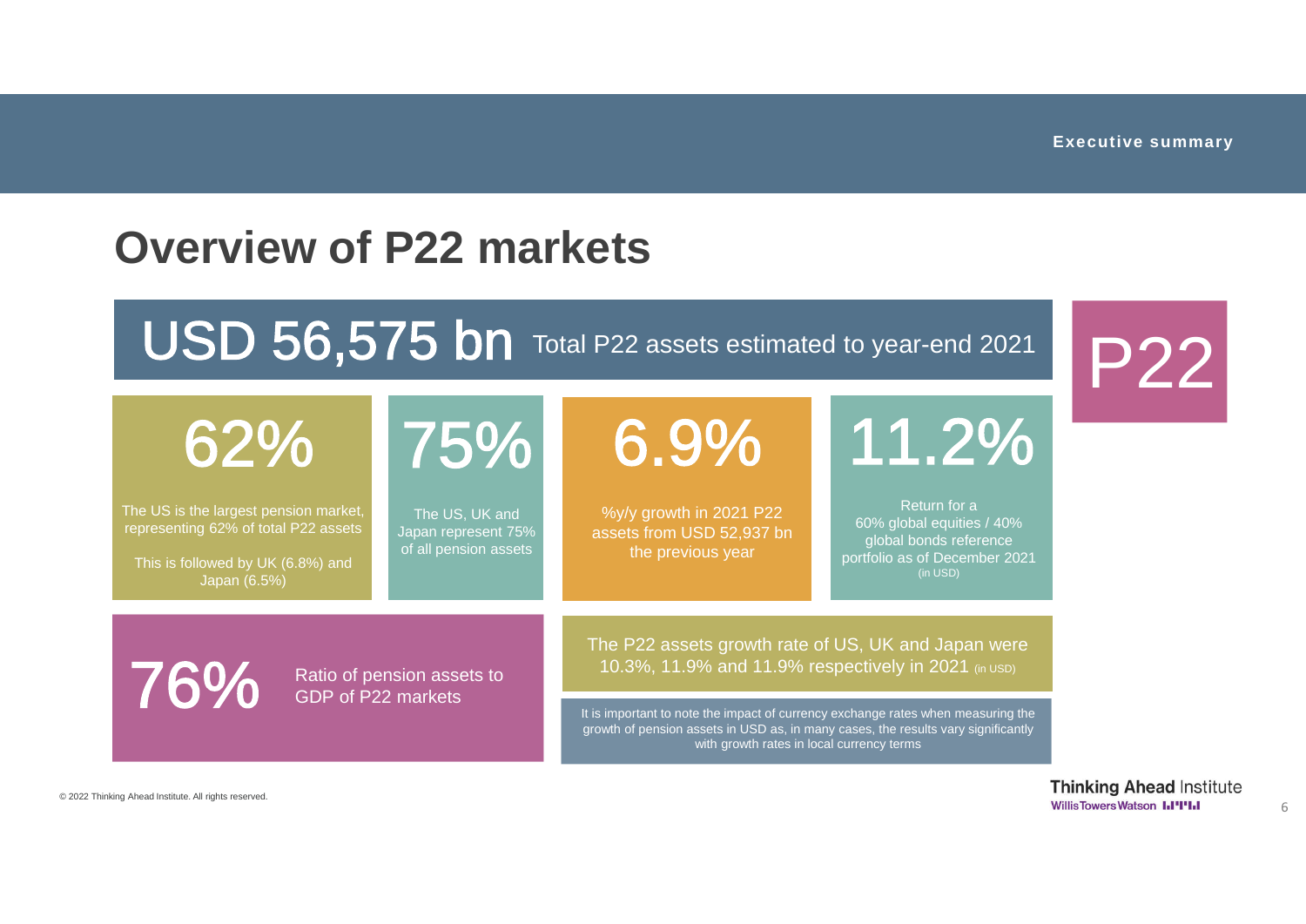# Overview of P22 markets

**USD 56,575 bn** Total P22 assets estimated to year-end 2021

P22

**62%**

The US is the largest pension market, representing 62% of total P22 assets

This is followed by UK (6.8%) and Japan (6.5%)

**75%**

The US, UK and Japan represent 75% of all pension assets

**6.9%**

%y/y growth in 2021 P22 assets from USD 52,937 bn the previous year

**11.2%**

Return for a 60% global equities / 40% global bonds reference portfolio as of December 2021 (in USD)

**76%**

Ratio of pension assets to GDP of P22 markets

The P22 assets growth rate of US, UK and Japan were 10.3%, 11.9% and 11.9% respectively in 2021 (in USD)

It is important to note the impact of currency exchange rates when measuring the growth of pension assets in USD as, in many cases, the results vary significantly with growth rates in local currency terms

© 2022 Thinking Ahead Institute. All rights reserved.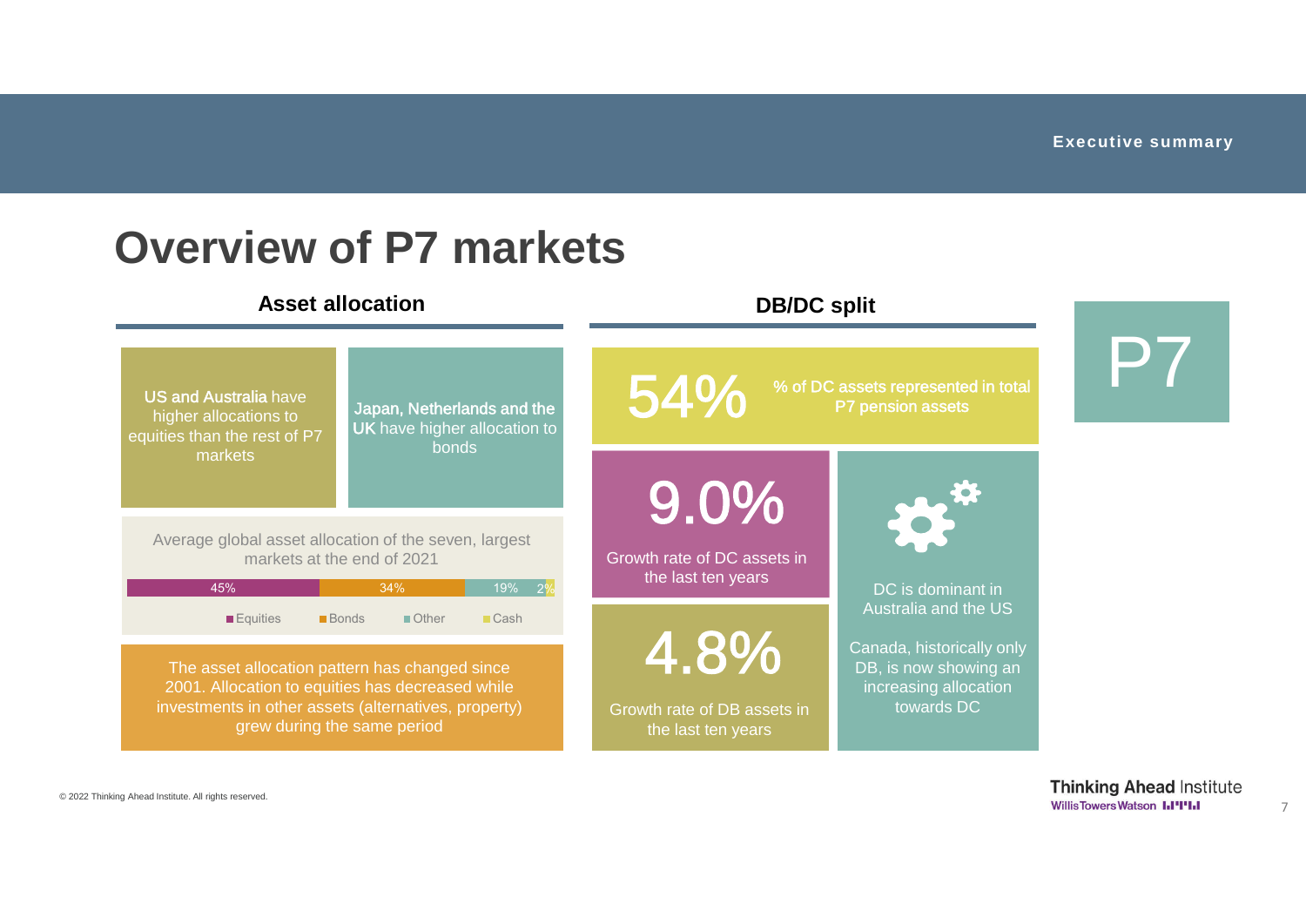# Overview of P7 markets

## Asset allocation

**US and Australia** have higher allocations to equities than the rest of P7 markets

**Japan, Netherlands and the UK** have higher allocation to bonds

Average global asset allocation of the seven, largest markets at the end of 2021

| Equities | Bonds | Other | Cash |
| --- | --- | --- | --- |
| 45% | 34% | 19% | 2% |

The asset allocation pattern has changed since 2001. Allocation to equities has decreased while investments in other assets (alternatives, property) grew during the same period

## DB/DC split

**54%** — % of DC assets represented in total P7 pension assets

**9.0%** — Growth rate of DC assets in the last ten years

**4.8%** — Growth rate of DB assets in the last ten years

DC is dominant in Australia and the US

Canada, historically only DB, is now showing an increasing allocation towards DC

P7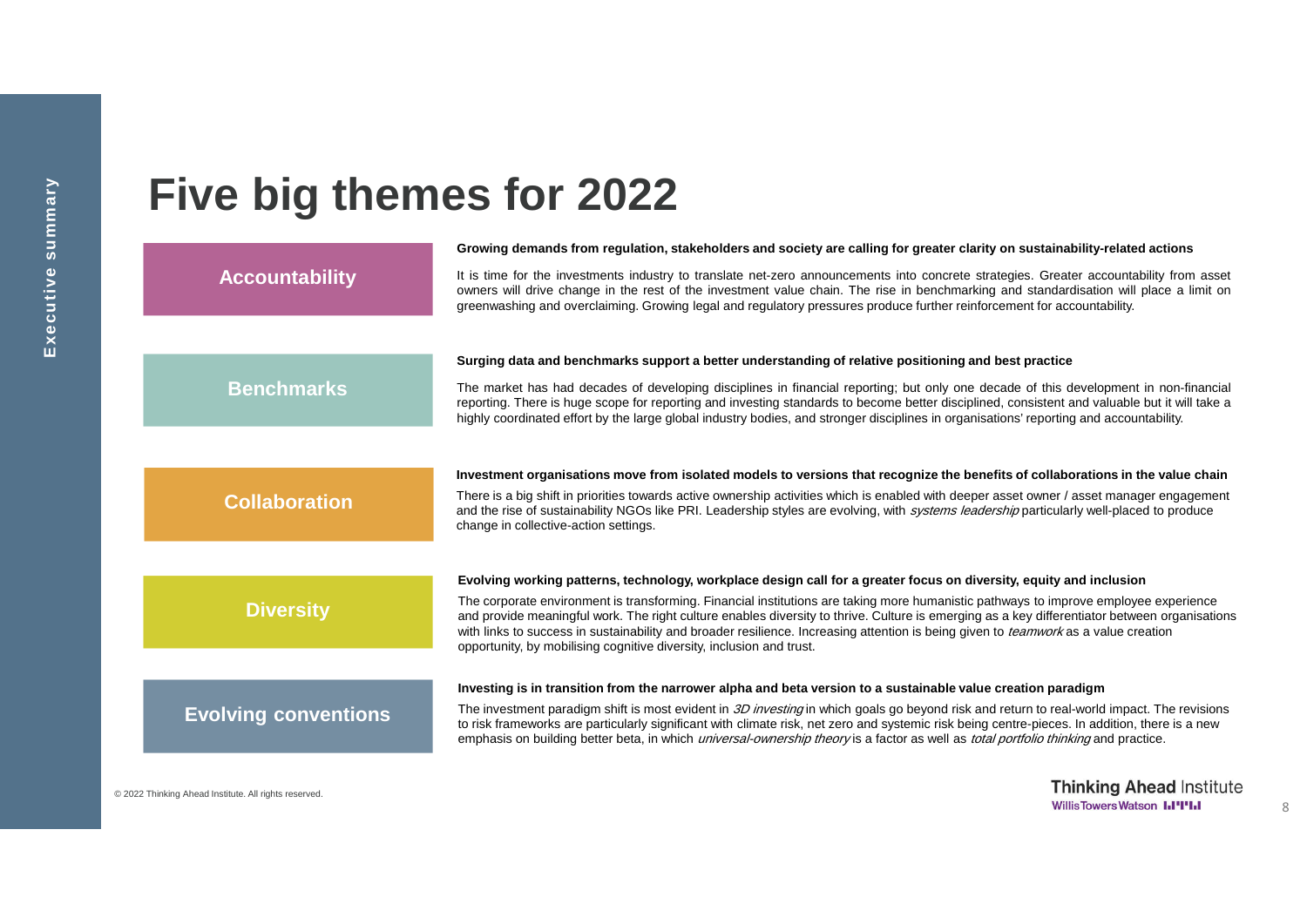# Five big themes for 2022

## Accountability

**Growing demands from regulation, stakeholders and society are calling for greater clarity on sustainability-related actions**

It is time for the investments industry to translate net-zero announcements into concrete strategies. Greater accountability from asset owners will drive change in the rest of the investment value chain. The rise in benchmarking and standardisation will place a limit on greenwashing and overclaiming. Growing legal and regulatory pressures produce further reinforcement for accountability.

## Benchmarks

**Surging data and benchmarks support a better understanding of relative positioning and best practice**

The market has had decades of developing disciplines in financial reporting; but only one decade of this development in non-financial reporting. There is huge scope for reporting and investing standards to become better disciplined, consistent and valuable but it will take a highly coordinated effort by the large global industry bodies, and stronger disciplines in organisations' reporting and accountability.

## Collaboration

**Investment organisations move from isolated models to versions that recognize the benefits of collaborations in the value chain**

There is a big shift in priorities towards active ownership activities which is enabled with deeper asset owner / asset manager engagement and the rise of sustainability NGOs like PRI. Leadership styles are evolving, with *systems leadership* particularly well-placed to produce change in collective-action settings.

## Diversity

**Evolving working patterns, technology, workplace design call for a greater focus on diversity, equity and inclusion**

The corporate environment is transforming. Financial institutions are taking more humanistic pathways to improve employee experience and provide meaningful work. The right culture enables diversity to thrive. Culture is emerging as a key differentiator between organisations with links to success in sustainability and broader resilience. Increasing attention is being given to *teamwork* as a value creation opportunity, by mobilising cognitive diversity, inclusion and trust.

## Evolving conventions

**Investing is in transition from the narrower alpha and beta version to a sustainable value creation paradigm**

The investment paradigm shift is most evident in *3D investing* in which goals go beyond risk and return to real-world impact. The revisions to risk frameworks are particularly significant with climate risk, net zero and systemic risk being centre-pieces. In addition, there is a new emphasis on building better beta, in which *universal-ownership theory* is a factor as well as *total portfolio thinking* and practice.

© 2022 Thinking Ahead Institute. All rights reserved.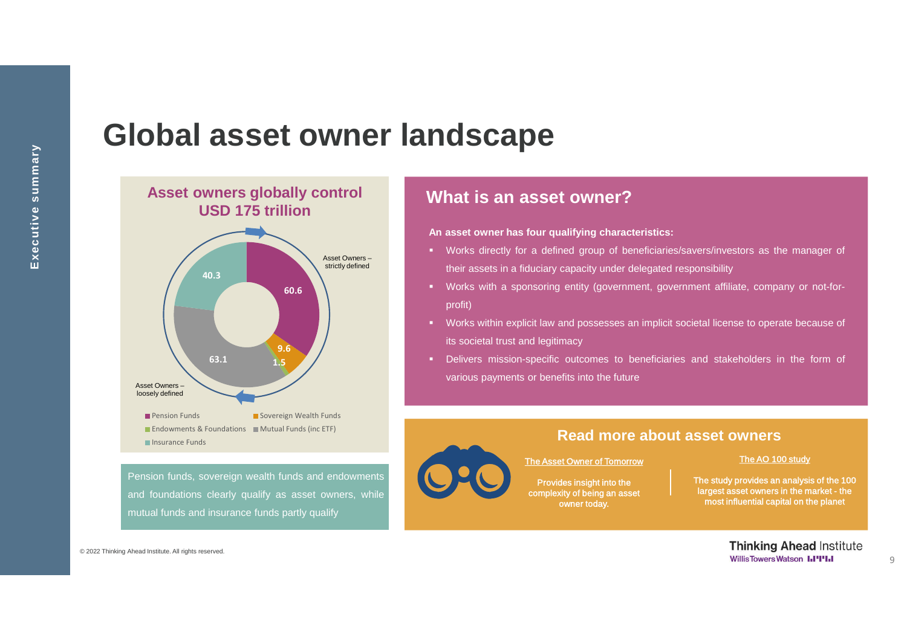# Global asset owner landscape

## Asset owners globally control USD 175 trillion

Asset Owners – strictly defined

Asset Owners – loosely defined

| Category | USD trillion |
|---|---|
| Pension Funds | 60.6 |
| Sovereign Wealth Funds | 9.6 |
| Endowments & Foundations | 1.5 |
| Mutual Funds (inc ETF) | 63.1 |
| Insurance Funds | 40.3 |

Pension funds, sovereign wealth funds and endowments and foundations clearly qualify as asset owners, while mutual funds and insurance funds partly qualify

## What is an asset owner?

**An asset owner has four qualifying characteristics:**

- Works directly for a defined group of beneficiaries/savers/investors as the manager of their assets in a fiduciary capacity under delegated responsibility
- Works with a sponsoring entity (government, government affiliate, company or not-for-profit)
- Works within explicit law and possesses an implicit societal license to operate because of its societal trust and legitimacy
- Delivers mission-specific outcomes to beneficiaries and stakeholders in the form of various payments or benefits into the future

## Read more about asset owners

**The Asset Owner of Tomorrow**

Provides insight into the complexity of being an asset owner today.

**The AO 100 study**

The study provides an analysis of the 100 largest asset owners in the market - the most influential capital on the planet

© 2022 Thinking Ahead Institute. All rights reserved.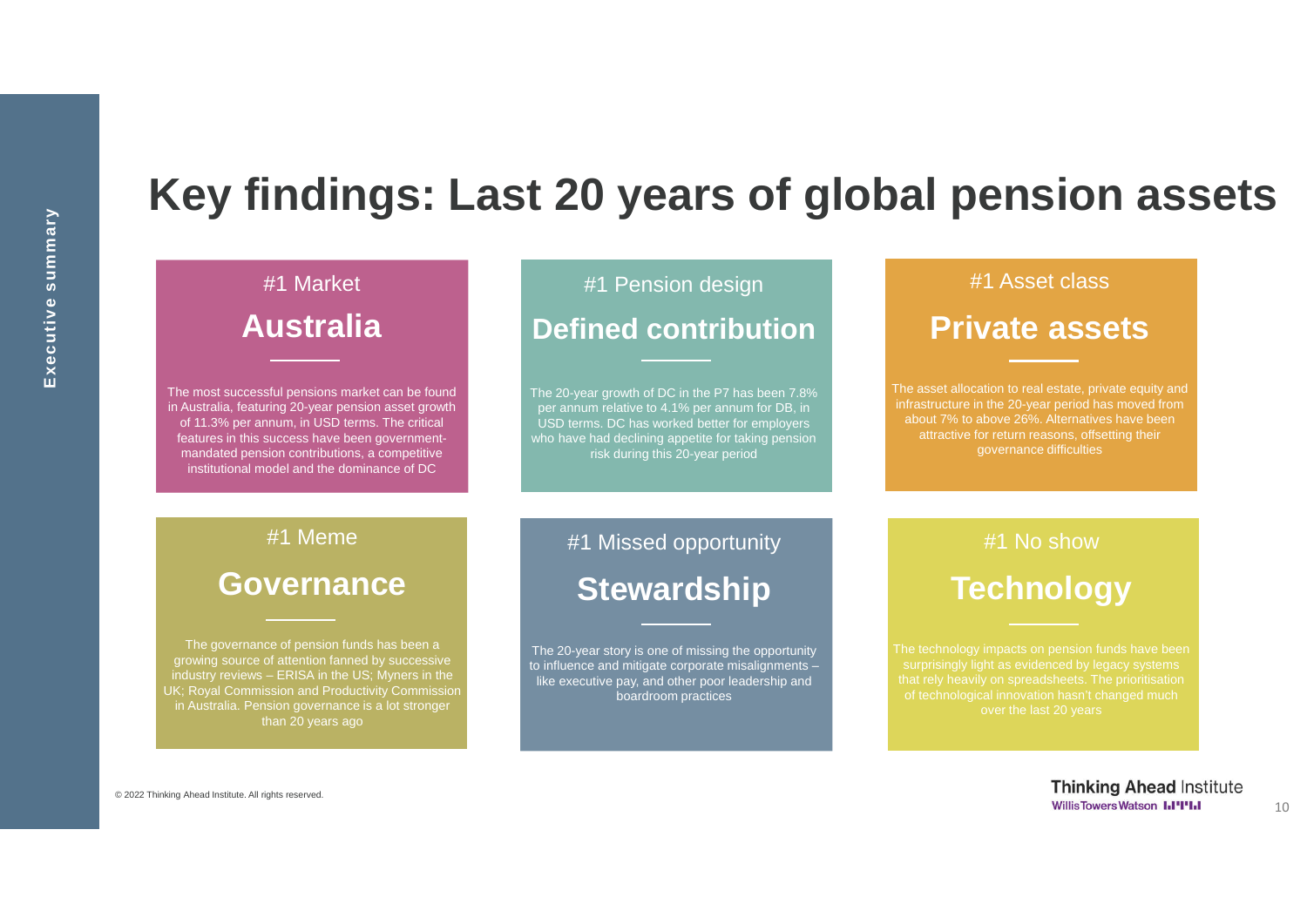# Key findings: Last 20 years of global pension assets

### #1 Market

## Australia

The most successful pensions market can be found in Australia, featuring 20-year pension asset growth of 11.3% per annum, in USD terms. The critical features in this success have been government-mandated pension contributions, a competitive institutional model and the dominance of DC

### #1 Pension design

## Defined contribution

The 20-year growth of DC in the P7 has been 7.8% per annum relative to 4.1% per annum for DB, in USD terms. DC has worked better for employers who have had declining appetite for taking pension risk during this 20-year period

### #1 Asset class

## Private assets

The asset allocation to real estate, private equity and infrastructure in the 20-year period has moved from about 7% to above 26%. Alternatives have been attractive for return reasons, offsetting their governance difficulties

### #1 Meme

## Governance

The governance of pension funds has been a growing source of attention fanned by successive industry reviews – ERISA in the US; Myners in the UK; Royal Commission and Productivity Commission in Australia. Pension governance is a lot stronger than 20 years ago

### #1 Missed opportunity

## Stewardship

The 20-year story is one of missing the opportunity to influence and mitigate corporate misalignments – like executive pay, and other poor leadership and boardroom practices

### #1 No show

## Technology

The technology impacts on pension funds have been surprisingly light as evidenced by legacy systems that rely heavily on spreadsheets. The prioritisation of technological innovation hasn't changed much over the last 20 years

© 2022 Thinking Ahead Institute. All rights reserved.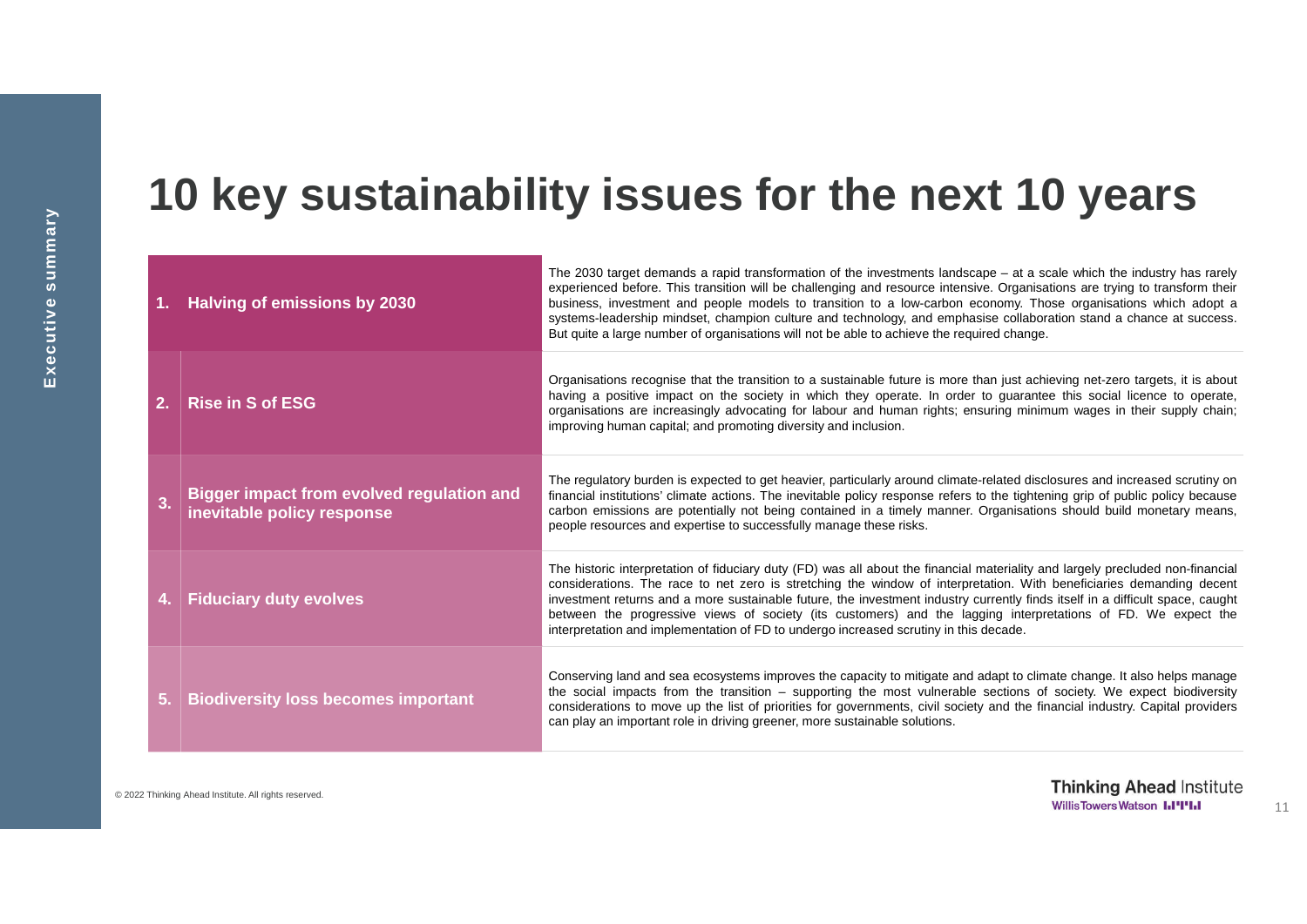# 10 key sustainability issues for the next 10 years

| | Issue | Description |
|---|---|---|
| 1. | **Halving of emissions by 2030** | The 2030 target demands a rapid transformation of the investments landscape – at a scale which the industry has rarely experienced before. This transition will be challenging and resource intensive. Organisations are trying to transform their business, investment and people models to transition to a low-carbon economy. Those organisations which adopt a systems-leadership mindset, champion culture and technology, and emphasise collaboration stand a chance at success. But quite a large number of organisations will not be able to achieve the required change. |
| 2. | **Rise in S of ESG** | Organisations recognise that the transition to a sustainable future is more than just achieving net-zero targets, it is about having a positive impact on the society in which they operate. In order to guarantee this social licence to operate, organisations are increasingly advocating for labour and human rights; ensuring minimum wages in their supply chain; improving human capital; and promoting diversity and inclusion. |
| 3. | **Bigger impact from evolved regulation and inevitable policy response** | The regulatory burden is expected to get heavier, particularly around climate-related disclosures and increased scrutiny on financial institutions' climate actions. The inevitable policy response refers to the tightening grip of public policy because carbon emissions are potentially not being contained in a timely manner. Organisations should build monetary means, people resources and expertise to successfully manage these risks. |
| 4. | **Fiduciary duty evolves** | The historic interpretation of fiduciary duty (FD) was all about the financial materiality and largely precluded non-financial considerations. The race to net zero is stretching the window of interpretation. With beneficiaries demanding decent investment returns and a more sustainable future, the investment industry currently finds itself in a difficult space, caught between the progressive views of society (its customers) and the lagging interpretations of FD. We expect the interpretation and implementation of FD to undergo increased scrutiny in this decade. |
| 5. | **Biodiversity loss becomes important** | Conserving land and sea ecosystems improves the capacity to mitigate and adapt to climate change. It also helps manage the social impacts from the transition – supporting the most vulnerable sections of society. We expect biodiversity considerations to move up the list of priorities for governments, civil society and the financial industry. Capital providers can play an important role in driving greener, more sustainable solutions. |

© 2022 Thinking Ahead Institute. All rights reserved.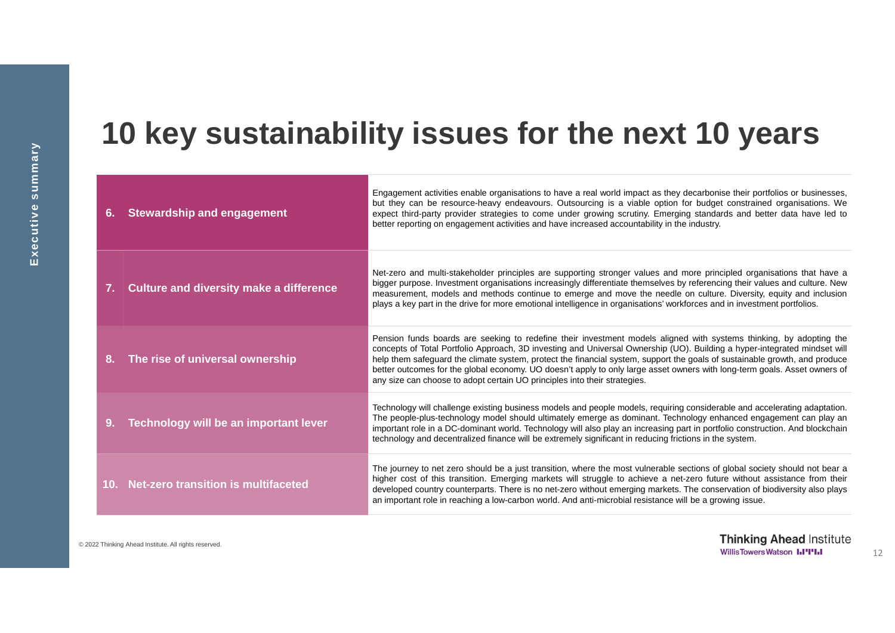# 10 key sustainability issues for the next 10 years

| | |
|---|---|
| **6. Stewardship and engagement** | Engagement activities enable organisations to have a real world impact as they decarbonise their portfolios or businesses, but they can be resource-heavy endeavours. Outsourcing is a viable option for budget constrained organisations. We expect third-party provider strategies to come under growing scrutiny. Emerging standards and better data have led to better reporting on engagement activities and have increased accountability in the industry. |
| **7. Culture and diversity make a difference** | Net-zero and multi-stakeholder principles are supporting stronger values and more principled organisations that have a bigger purpose. Investment organisations increasingly differentiate themselves by referencing their values and culture. New measurement, models and methods continue to emerge and move the needle on culture. Diversity, equity and inclusion plays a key part in the drive for more emotional intelligence in organisations' workforces and in investment portfolios. |
| **8. The rise of universal ownership** | Pension funds boards are seeking to redefine their investment models aligned with systems thinking, by adopting the concepts of Total Portfolio Approach, 3D investing and Universal Ownership (UO). Building a hyper-integrated mindset will help them safeguard the climate system, protect the financial system, support the goals of sustainable growth, and produce better outcomes for the global economy. UO doesn't apply to only large asset owners with long-term goals. Asset owners of any size can choose to adopt certain UO principles into their strategies. |
| **9. Technology will be an important lever** | Technology will challenge existing business models and people models, requiring considerable and accelerating adaptation. The people-plus-technology model should ultimately emerge as dominant. Technology enhanced engagement can play an important role in a DC-dominant world. Technology will also play an increasing part in portfolio construction. And blockchain technology and decentralized finance will be extremely significant in reducing frictions in the system. |
| **10. Net-zero transition is multifaceted** | The journey to net zero should be a just transition, where the most vulnerable sections of global society should not bear a higher cost of this transition. Emerging markets will struggle to achieve a net-zero future without assistance from their developed country counterparts. There is no net-zero without emerging markets. The conservation of biodiversity also plays an important role in reaching a low-carbon world. And anti-microbial resistance will be a growing issue. |

© 2022 Thinking Ahead Institute. All rights reserved.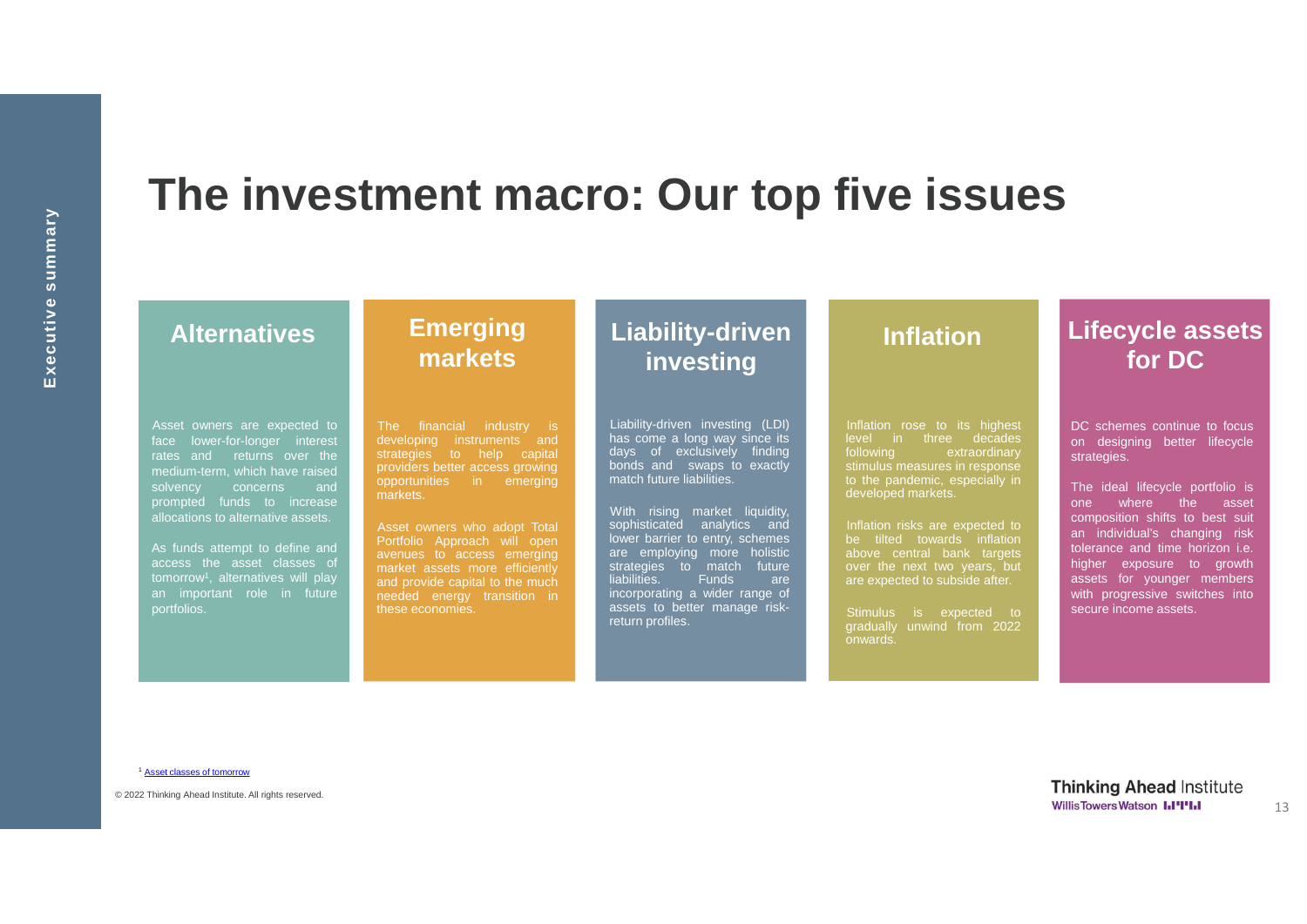# The investment macro: Our top five issues

## Alternatives

Asset owners are expected to face lower-for-longer interest rates and returns over the medium-term, which have raised solvency concerns and prompted funds to increase allocations to alternative assets.

As funds attempt to define and access the asset classes of tomorrow[1], alternatives will play an important role in future portfolios.

## Emerging markets

The financial industry is developing instruments and strategies to help capital providers better access growing opportunities in emerging markets.

Asset owners who adopt Total Portfolio Approach will open avenues to access emerging market assets more efficiently and provide capital to the much needed energy transition in these economies.

## Liability-driven investing

Liability-driven investing (LDI) has come a long way since its days of exclusively finding bonds and swaps to exactly match future liabilities.

With rising market liquidity, sophisticated analytics and lower barrier to entry, schemes are employing more holistic strategies to match future liabilities. Funds are incorporating a wider range of assets to better manage risk-return profiles.

## Inflation

Inflation rose to its highest level in three decades following extraordinary stimulus measures in response to the pandemic, especially in developed markets.

Inflation risks are expected to be tilted towards inflation above central bank targets over the next two years, but are expected to subside after.

Stimulus is expected to gradually unwind from 2022 onwards.

## Lifecycle assets for DC

DC schemes continue to focus on designing better lifecycle strategies.

The ideal lifecycle portfolio is one where the asset composition shifts to best suit an individual's changing risk tolerance and time horizon i.e. higher exposure to growth assets for younger members with progressive switches into secure income assets.

[1] Asset classes of tomorrow

© 2022 Thinking Ahead Institute. All rights reserved.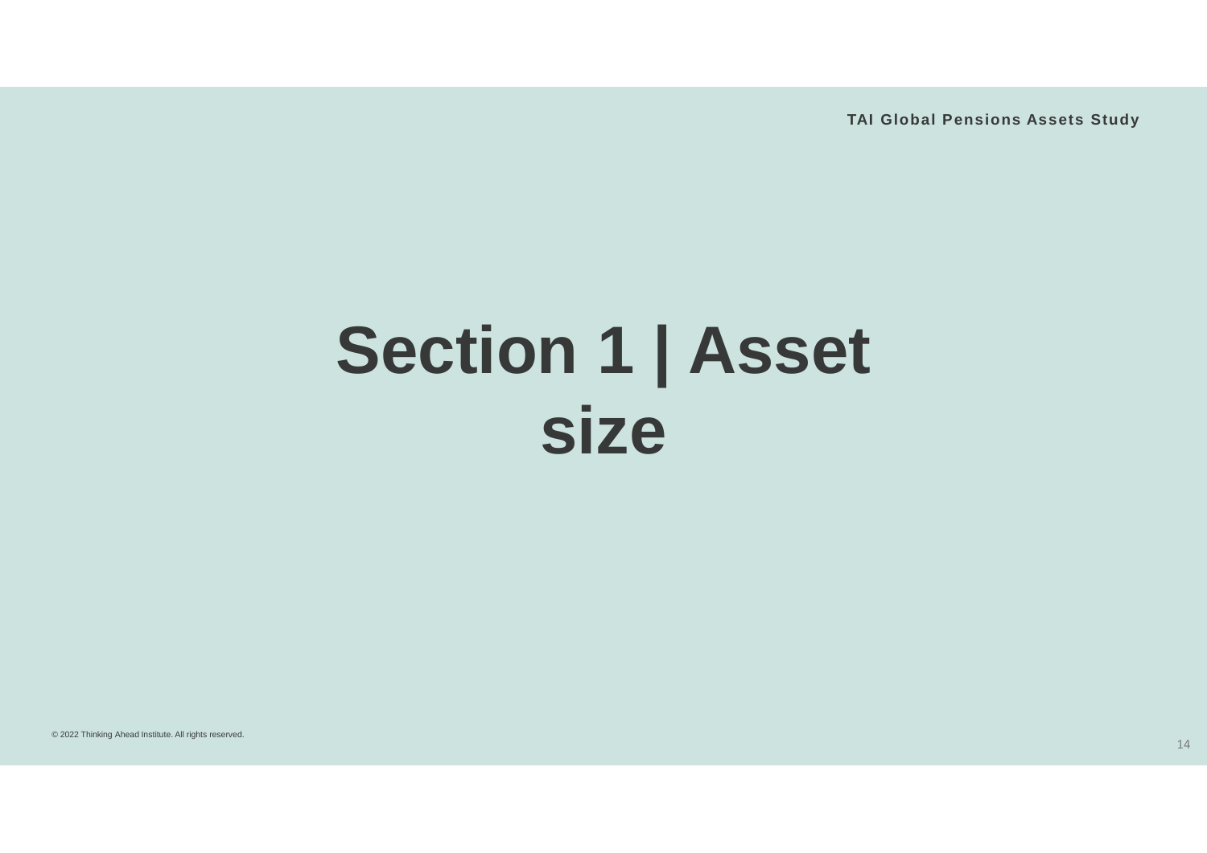# Section 1 | Asset size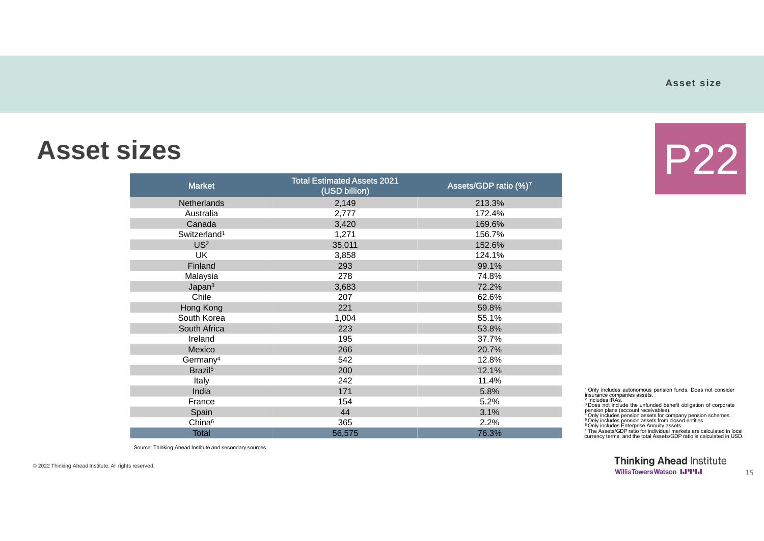# Asset sizes

P22

| Market | Total Estimated Assets 2021 (USD billion) | Assets/GDP ratio (%)[7] |
|---|---|---|
| Netherlands | 2,149 | 213.3% |
| Australia | 2,777 | 172.4% |
| Canada | 3,420 | 169.6% |
| Switzerland[1] | 1,271 | 156.7% |
| US[2] | 35,011 | 152.6% |
| UK | 3,858 | 124.1% |
| Finland | 293 | 99.1% |
| Malaysia | 278 | 74.8% |
| Japan[3] | 3,683 | 72.2% |
| Chile | 207 | 62.6% |
| Hong Kong | 221 | 59.8% |
| South Korea | 1,004 | 55.1% |
| South Africa | 223 | 53.8% |
| Ireland | 195 | 37.7% |
| Mexico | 266 | 20.7% |
| Germany[4] | 542 | 12.8% |
| Brazil[5] | 200 | 12.1% |
| Italy | 242 | 11.4% |
| India | 171 | 5.8% |
| France | 154 | 5.2% |
| Spain | 44 | 3.1% |
| China[6] | 365 | 2.2% |
| Total | 56,575 | 76.3% |

Source: Thinking Ahead Institute and secondary sources

[1] Only includes autonomous pension funds. Does not consider insurance companies assets.
[2] Includes IRAs.
[3] Does not include the unfunded benefit obligation of corporate pension plans (account receivables).
[4] Only includes pension assets for company pension schemes.
[5] Only includes pension assets from closed entities.
[6] Only includes Enterprise Annuity assets.
[7] The Assets/GDP ratio for individual markets are calculated in local currency terms, and the total Assets/GDP ratio is calculated in USD.

© 2022 Thinking Ahead Institute. All rights reserved.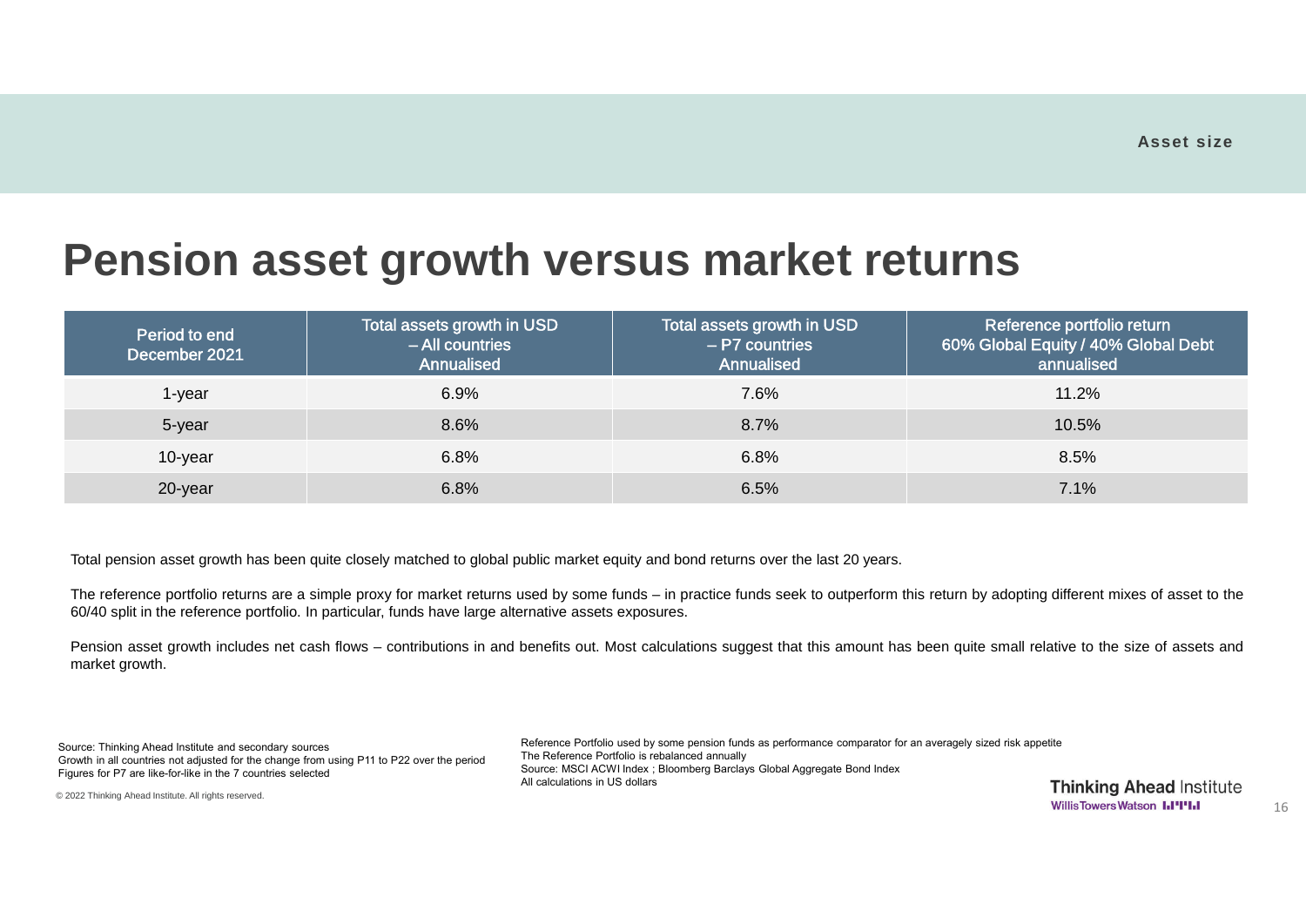# Pension asset growth versus market returns

| Period to end December 2021 | Total assets growth in USD – All countries Annualised | Total assets growth in USD – P7 countries Annualised | Reference portfolio return 60% Global Equity / 40% Global Debt annualised |
|---|---|---|---|
| 1-year | 6.9% | 7.6% | 11.2% |
| 5-year | 8.6% | 8.7% | 10.5% |
| 10-year | 6.8% | 6.8% | 8.5% |
| 20-year | 6.8% | 6.5% | 7.1% |

Total pension asset growth has been quite closely matched to global public market equity and bond returns over the last 20 years.

The reference portfolio returns are a simple proxy for market returns used by some funds – in practice funds seek to outperform this return by adopting different mixes of asset to the 60/40 split in the reference portfolio. In particular, funds have large alternative assets exposures.

Pension asset growth includes net cash flows – contributions in and benefits out. Most calculations suggest that this amount has been quite small relative to the size of assets and market growth.

Source: Thinking Ahead Institute and secondary sources
Growth in all countries not adjusted for the change from using P11 to P22 over the period
Figures for P7 are like-for-like in the 7 countries selected

Reference Portfolio used by some pension funds as performance comparator for an averagely sized risk appetite
The Reference Portfolio is rebalanced annually
Source: MSCI ACWI Index ; Bloomberg Barclays Global Aggregate Bond Index
All calculations in US dollars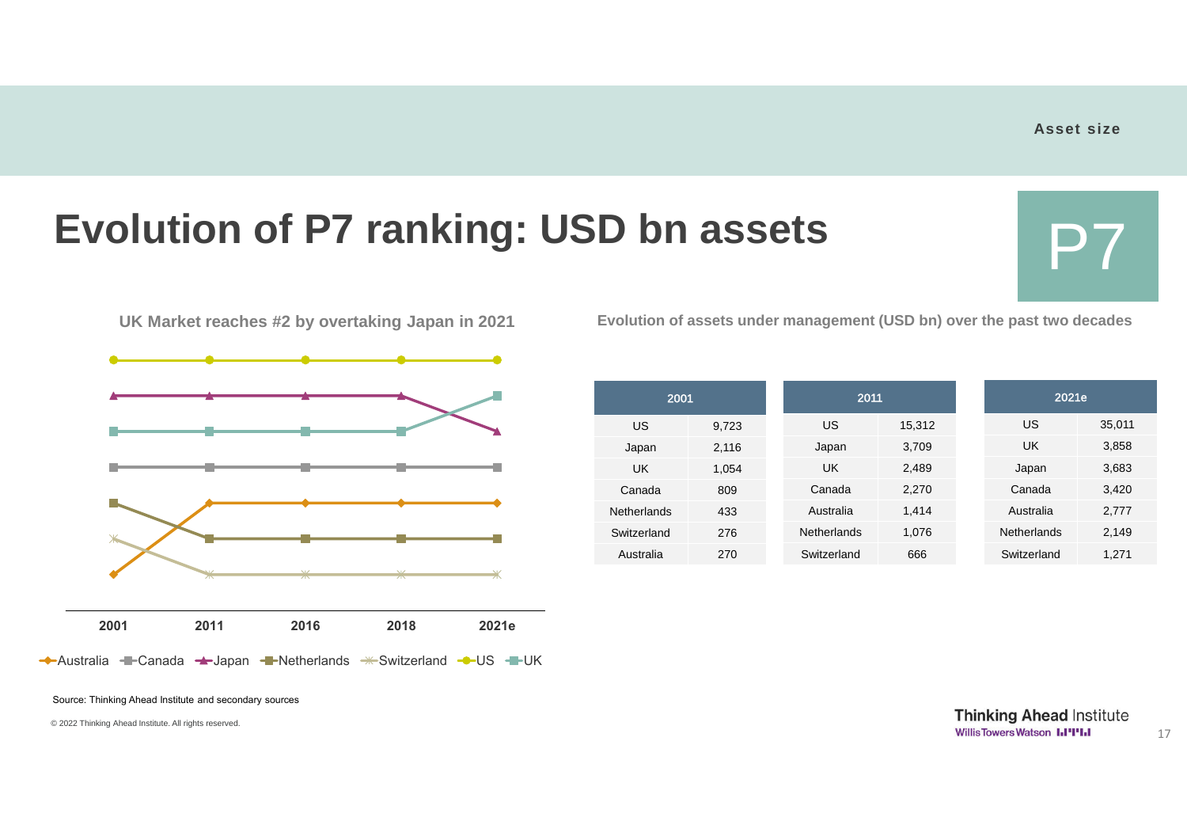Asset size

# Evolution of P7 ranking: USD bn assets

P7

**UK Market reaches #2 by overtaking Japan in 2021**

2001 | 2011 | 2016 | 2018 | 2021e

Australia, Canada, Japan, Netherlands, Switzerland, US, UK

**Evolution of assets under management (USD bn) over the past two decades**

| 2001 | |
|---|---|
| US | 9,723 |
| Japan | 2,116 |
| UK | 1,054 |
| Canada | 809 |
| Netherlands | 433 |
| Switzerland | 276 |
| Australia | 270 |

| 2011 | |
|---|---|
| US | 15,312 |
| Japan | 3,709 |
| UK | 2,489 |
| Canada | 2,270 |
| Australia | 1,414 |
| Netherlands | 1,076 |
| Switzerland | 666 |

| 2021e | |
|---|---|
| US | 35,011 |
| UK | 3,858 |
| Japan | 3,683 |
| Canada | 3,420 |
| Australia | 2,777 |
| Netherlands | 2,149 |
| Switzerland | 1,271 |

Source: Thinking Ahead Institute and secondary sources

© 2022 Thinking Ahead Institute. All rights reserved.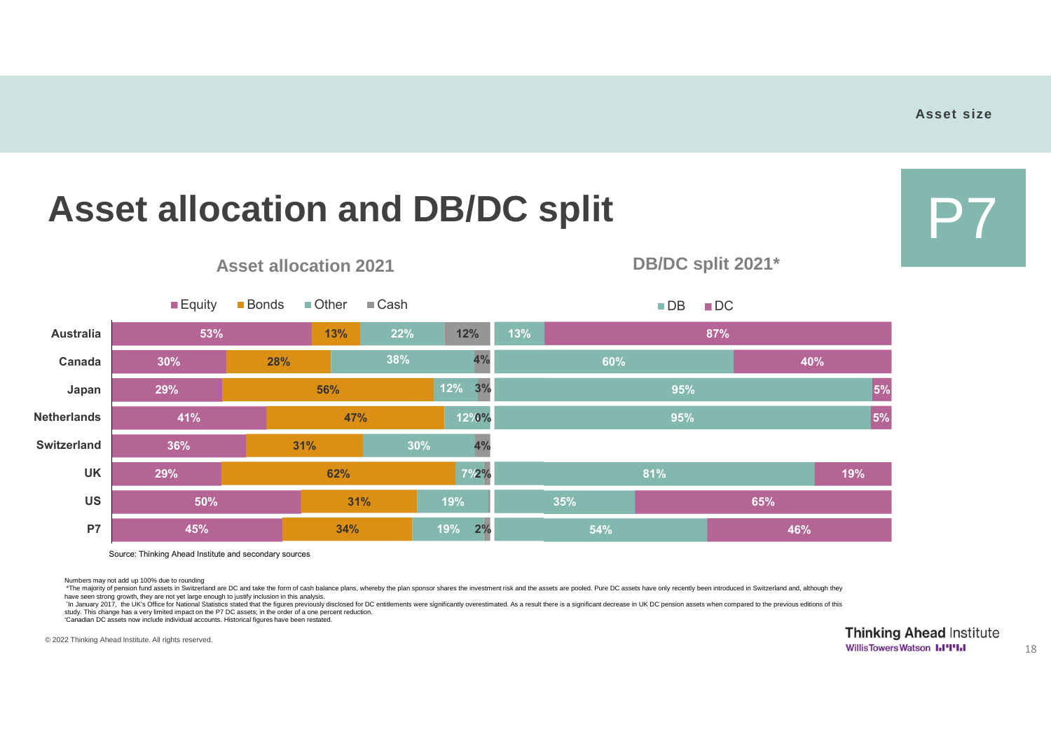Asset size

# Asset allocation and DB/DC split

P7

### Asset allocation 2021

| | Equity | Bonds | Other | Cash |
|---|---|---|---|---|
| Australia | 53% | 13% | 22% | 12% |
| Canada | 30% | 28% | 38% | 4% |
| Japan | 29% | 56% | 12% | 3% |
| Netherlands | 41% | 47% | 12% | 0% |
| Switzerland | 36% | 31% | 30% | 4% |
| UK | 29% | 62% | 7% | 2% |
| US | 50% | 31% | 19% | |
| P7 | 45% | 34% | 19% | 2% |

### DB/DC split 2021*

| | DB | DC |
|---|---|---|
| Australia | 13% | 87% |
| Canada | 60% | 40% |
| Japan | 95% | 5% |
| Netherlands | 95% | 5% |
| Switzerland | | |
| UK | 81% | 19% |
| US | 35% | 65% |
| P7 | 54% | 46% |

Source: Thinking Ahead Institute and secondary sources

Numbers may not add up 100% due to rounding

*The majority of pension fund assets in Switzerland are DC and take the form of cash balance plans, whereby the plan sponsor shares the investment risk and the assets are pooled. Pure DC assets have only recently been introduced in Switzerland and, although they have seen strong growth, they are not yet large enough to justify inclusion in this analysis.

`In January 2017, the UK's Office for National Statistics stated that the figures previously disclosed for DC entitlements were significantly overestimated. As a result there is a significant decrease in UK DC pension assets when compared to the previous editions of this study. This change has a very limited impact on the P7 DC assets; in the order of a one percent reduction.

'Canadian DC assets now include individual accounts. Historical figures have been restated.

© 2022 Thinking Ahead Institute. All rights reserved.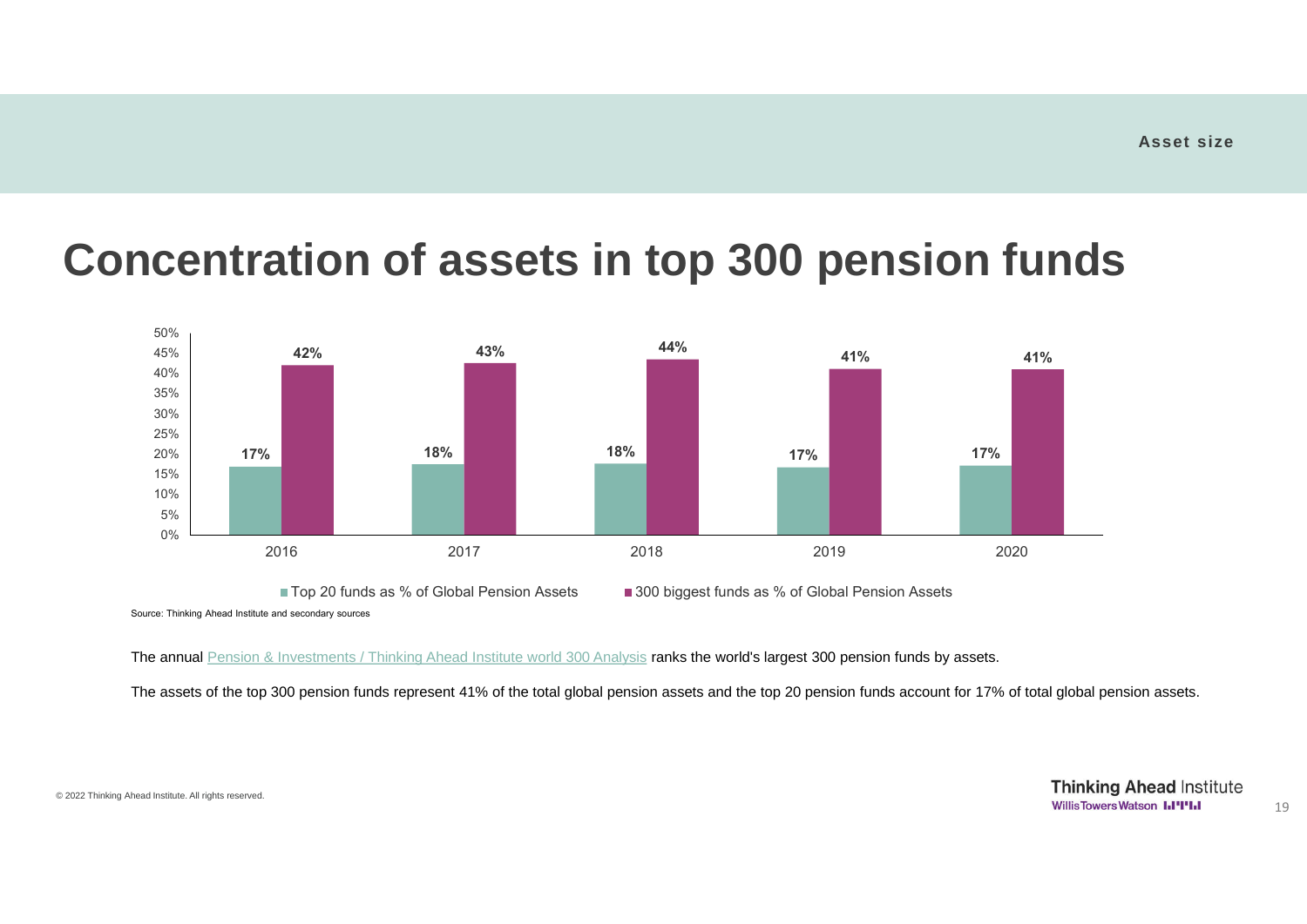Asset size

# Concentration of assets in top 300 pension funds

| Year | Top 20 funds as % of Global Pension Assets | 300 biggest funds as % of Global Pension Assets |
| --- | --- | --- |
| 2016 | 17% | 42% |
| 2017 | 18% | 43% |
| 2018 | 18% | 44% |
| 2019 | 17% | 41% |
| 2020 | 17% | 41% |

Source: Thinking Ahead Institute and secondary sources

The annual Pension & Investments / Thinking Ahead Institute world 300 Analysis ranks the world's largest 300 pension funds by assets.

The assets of the top 300 pension funds represent 41% of the total global pension assets and the top 20 pension funds account for 17% of total global pension assets.

© 2022 Thinking Ahead Institute. All rights reserved.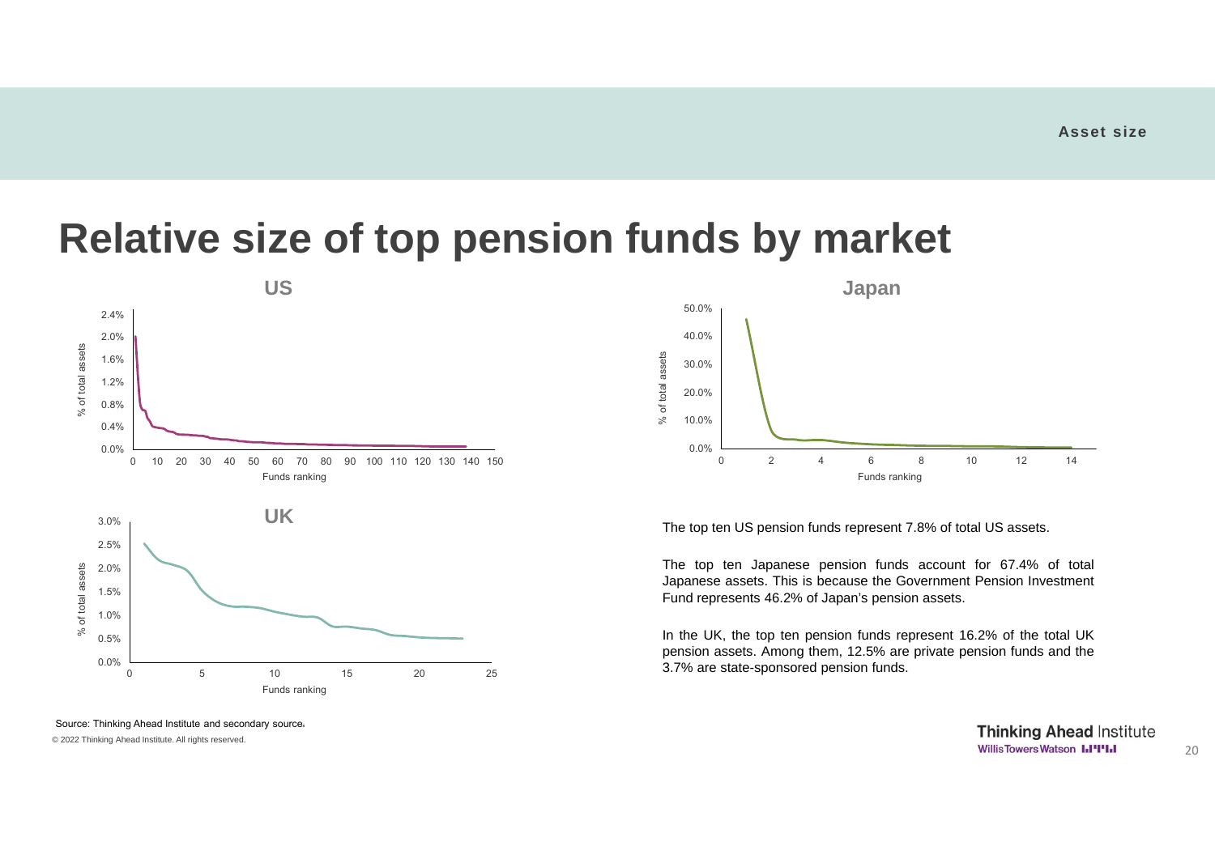# Relative size of top pension funds by market

The top ten US pension funds represent 7.8% of total US assets.

The top ten Japanese pension funds account for 67.4% of total Japanese assets. This is because the Government Pension Investment Fund represents 46.2% of Japan's pension assets.

In the UK, the top ten pension funds represent 16.2% of the total UK pension assets. Among them, 12.5% are private pension funds and the 3.7% are state-sponsored pension funds.

Source: Thinking Ahead Institute and secondary source.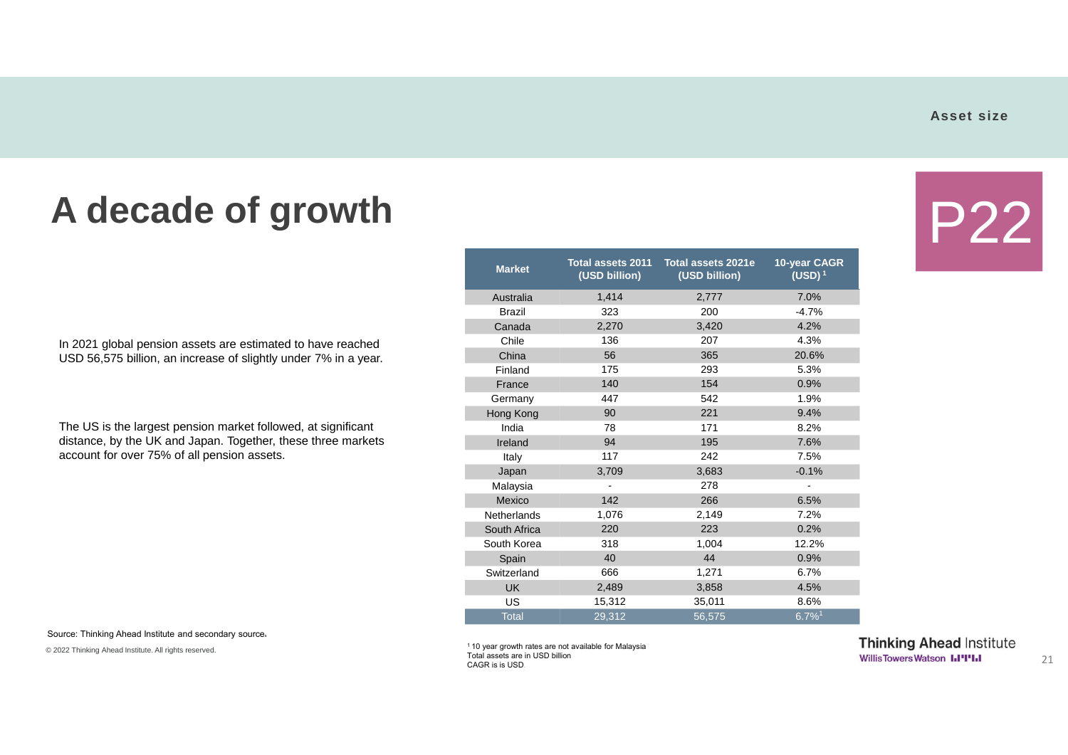Asset size

# A decade of growth

P22

In 2021 global pension assets are estimated to have reached USD 56,575 billion, an increase of slightly under 7% in a year.

The US is the largest pension market followed, at significant distance, by the UK and Japan. Together, these three markets account for over 75% of all pension assets.

| Market | Total assets 2011 (USD billion) | Total assets 2021e (USD billion) | 10-year CAGR (USD) [1] |
|---|---|---|---|
| Australia | 1,414 | 2,777 | 7.0% |
| Brazil | 323 | 200 | -4.7% |
| Canada | 2,270 | 3,420 | 4.2% |
| Chile | 136 | 207 | 4.3% |
| China | 56 | 365 | 20.6% |
| Finland | 175 | 293 | 5.3% |
| France | 140 | 154 | 0.9% |
| Germany | 447 | 542 | 1.9% |
| Hong Kong | 90 | 221 | 9.4% |
| India | 78 | 171 | 8.2% |
| Ireland | 94 | 195 | 7.6% |
| Italy | 117 | 242 | 7.5% |
| Japan | 3,709 | 3,683 | -0.1% |
| Malaysia | - | 278 | - |
| Mexico | 142 | 266 | 6.5% |
| Netherlands | 1,076 | 2,149 | 7.2% |
| South Africa | 220 | 223 | 0.2% |
| South Korea | 318 | 1,004 | 12.2% |
| Spain | 40 | 44 | 0.9% |
| Switzerland | 666 | 1,271 | 6.7% |
| UK | 2,489 | 3,858 | 4.5% |
| US | 15,312 | 35,011 | 8.6% |
| Total | 29,312 | 56,575 | 6.7%[1] |

[1] 10 year growth rates are not available for Malaysia
Total assets are in USD billion
CAGR is is USD

Source: Thinking Ahead Institute and secondary source.

© 2022 Thinking Ahead Institute. All rights reserved.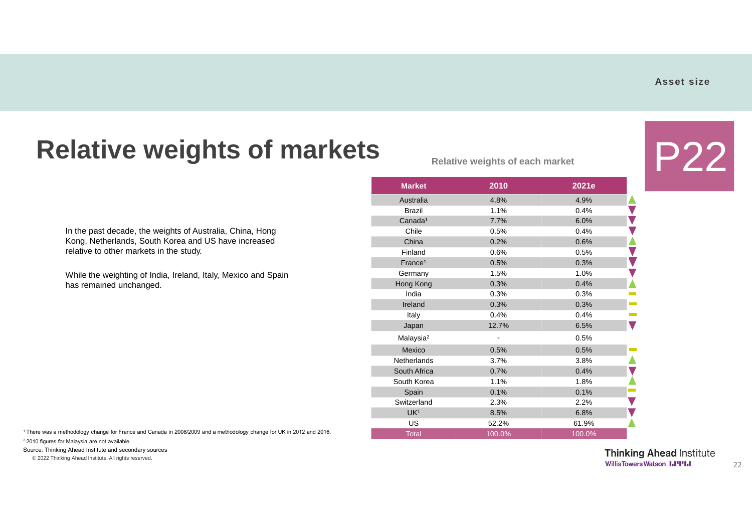Asset size

# Relative weights of markets

P22

In the past decade, the weights of Australia, China, Hong Kong, Netherlands, South Korea and US have increased relative to other markets in the study.

While the weighting of India, Ireland, Italy, Mexico and Spain has remained unchanged.

**Relative weights of each market**

| Market | 2010 | 2021e | |
|---|---|---|---|
| Australia | 4.8% | 4.9% | ▲ |
| Brazil | 1.1% | 0.4% | ▼ |
| Canada[1] | 7.7% | 6.0% | ▼ |
| Chile | 0.5% | 0.4% | ▼ |
| China | 0.2% | 0.6% | ▲ |
| Finland | 0.6% | 0.5% | ▼ |
| France[1] | 0.5% | 0.3% | ▼ |
| Germany | 1.5% | 1.0% | ▼ |
| Hong Kong | 0.3% | 0.4% | ▲ |
| India | 0.3% | 0.3% | ▬ |
| Ireland | 0.3% | 0.3% | ▬ |
| Italy | 0.4% | 0.4% | ▬ |
| Japan | 12.7% | 6.5% | ▼ |
| Malaysia[2] | - | 0.5% | |
| Mexico | 0.5% | 0.5% | ▬ |
| Netherlands | 3.7% | 3.8% | ▲ |
| South Africa | 0.7% | 0.4% | ▼ |
| South Korea | 1.1% | 1.8% | ▲ |
| Spain | 0.1% | 0.1% | ▬ |
| Switzerland | 2.3% | 2.2% | ▼ |
| UK[1] | 8.5% | 6.8% | ▼ |
| US | 52.2% | 61.9% | ▲ |
| Total | 100.0% | 100.0% | |

[1] There was a methodology change for France and Canada in 2008/2009 and a methodology change for UK in 2012 and 2016.

[2] 2010 figures for Malaysia are not available.

Source: Thinking Ahead Institute and secondary sources

© 2022 Thinking Ahead Institute. All rights reserved.

Thinking Ahead Institute
WillisTowersWatson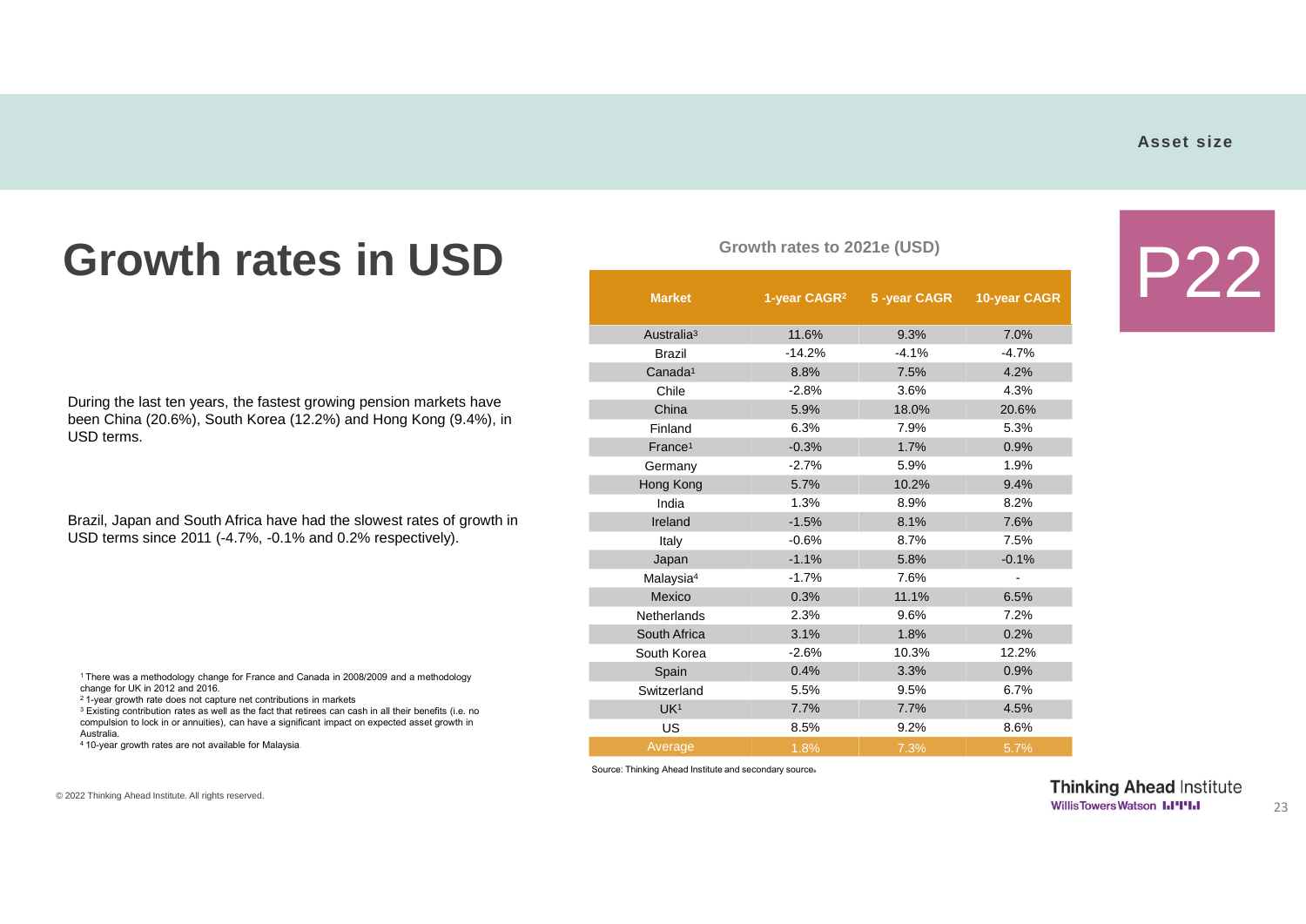Asset size

# Growth rates in USD

P22

During the last ten years, the fastest growing pension markets have been China (20.6%), South Korea (12.2%) and Hong Kong (9.4%), in USD terms.

Brazil, Japan and South Africa have had the slowest rates of growth in USD terms since 2011 (-4.7%, -0.1% and 0.2% respectively).

**Growth rates to 2021e (USD)**

| Market | 1-year CAGR[2] | 5 -year CAGR | 10-year CAGR |
|---|---|---|---|
| Australia[3] | 11.6% | 9.3% | 7.0% |
| Brazil | -14.2% | -4.1% | -4.7% |
| Canada[1] | 8.8% | 7.5% | 4.2% |
| Chile | -2.8% | 3.6% | 4.3% |
| China | 5.9% | 18.0% | 20.6% |
| Finland | 6.3% | 7.9% | 5.3% |
| France[1] | -0.3% | 1.7% | 0.9% |
| Germany | -2.7% | 5.9% | 1.9% |
| Hong Kong | 5.7% | 10.2% | 9.4% |
| India | 1.3% | 8.9% | 8.2% |
| Ireland | -1.5% | 8.1% | 7.6% |
| Italy | -0.6% | 8.7% | 7.5% |
| Japan | -1.1% | 5.8% | -0.1% |
| Malaysia[4] | -1.7% | 7.6% | - |
| Mexico | 0.3% | 11.1% | 6.5% |
| Netherlands | 2.3% | 9.6% | 7.2% |
| South Africa | 3.1% | 1.8% | 0.2% |
| South Korea | -2.6% | 10.3% | 12.2% |
| Spain | 0.4% | 3.3% | 0.9% |
| Switzerland | 5.5% | 9.5% | 6.7% |
| UK[1] | 7.7% | 7.7% | 4.5% |
| US | 8.5% | 9.2% | 8.6% |
| Average | 1.8% | 7.3% | 5.7% |

Source: Thinking Ahead Institute and secondary sources

[1] There was a methodology change for France and Canada in 2008/2009 and a methodology change for UK in 2012 and 2016.
[2] 1-year growth rate does not capture net contributions in markets
[3] Existing contribution rates as well as the fact that retirees can cash in all their benefits (i.e. no compulsion to lock in or annuities), can have a significant impact on expected asset growth in Australia.
[4] 10-year growth rates are not available for Malaysia

© 2022 Thinking Ahead Institute. All rights reserved.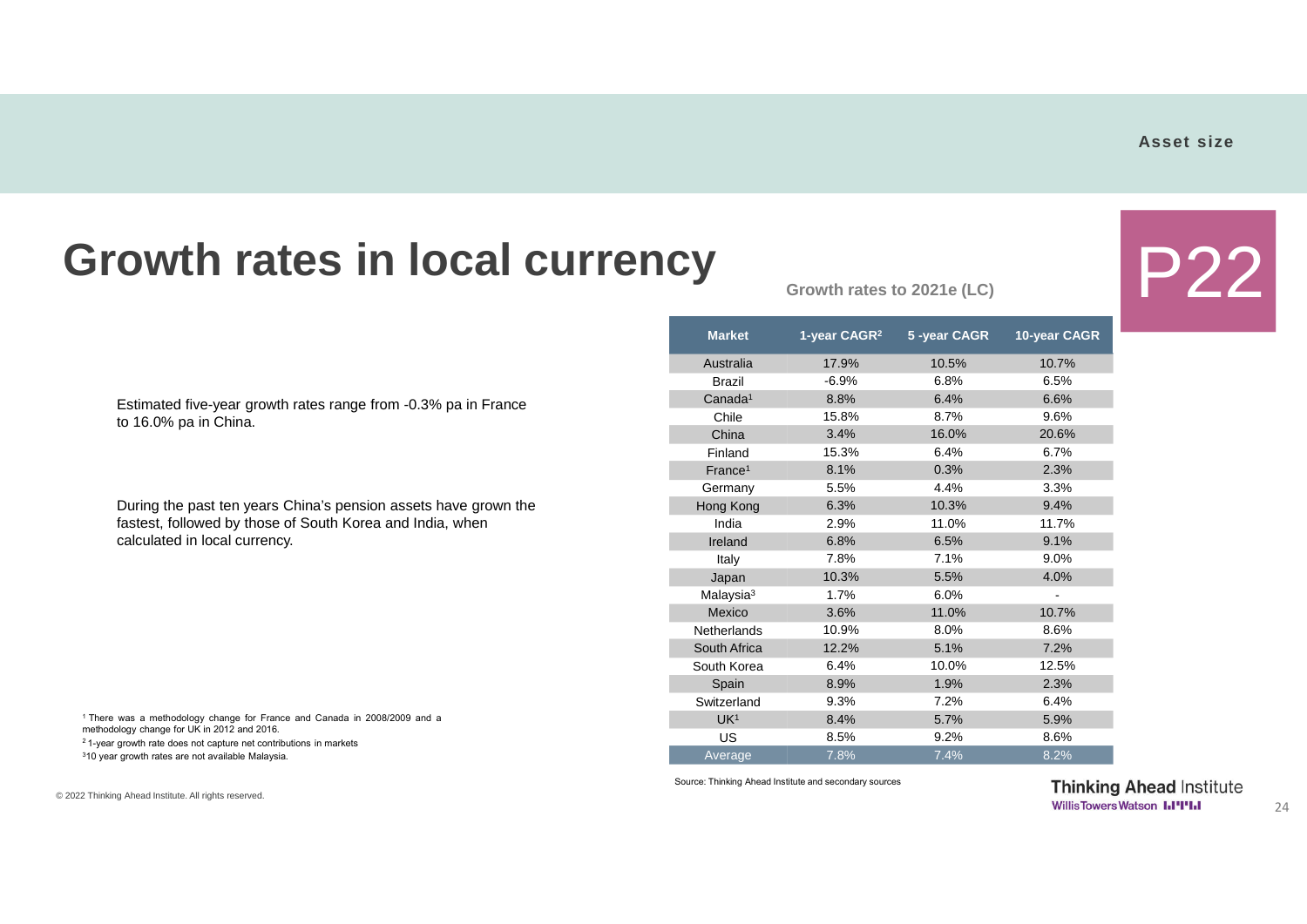Asset size

# Growth rates in local currency

P22

Estimated five-year growth rates range from -0.3% pa in France to 16.0% pa in China.

During the past ten years China's pension assets have grown the fastest, followed by those of South Korea and India, when calculated in local currency.

**Growth rates to 2021e (LC)**

| Market | 1-year CAGR[2] | 5 -year CAGR | 10-year CAGR |
|---|---|---|---|
| Australia | 17.9% | 10.5% | 10.7% |
| Brazil | -6.9% | 6.8% | 6.5% |
| Canada[1] | 8.8% | 6.4% | 6.6% |
| Chile | 15.8% | 8.7% | 9.6% |
| China | 3.4% | 16.0% | 20.6% |
| Finland | 15.3% | 6.4% | 6.7% |
| France[1] | 8.1% | 0.3% | 2.3% |
| Germany | 5.5% | 4.4% | 3.3% |
| Hong Kong | 6.3% | 10.3% | 9.4% |
| India | 2.9% | 11.0% | 11.7% |
| Ireland | 6.8% | 6.5% | 9.1% |
| Italy | 7.8% | 7.1% | 9.0% |
| Japan | 10.3% | 5.5% | 4.0% |
| Malaysia[3] | 1.7% | 6.0% | - |
| Mexico | 3.6% | 11.0% | 10.7% |
| Netherlands | 10.9% | 8.0% | 8.6% |
| South Africa | 12.2% | 5.1% | 7.2% |
| South Korea | 6.4% | 10.0% | 12.5% |
| Spain | 8.9% | 1.9% | 2.3% |
| Switzerland | 9.3% | 7.2% | 6.4% |
| UK[1] | 8.4% | 5.7% | 5.9% |
| US | 8.5% | 9.2% | 8.6% |
| Average | 7.8% | 7.4% | 8.2% |

Source: Thinking Ahead Institute and secondary sources

[1] There was a methodology change for France and Canada in 2008/2009 and a methodology change for UK in 2012 and 2016.

[2] 1-year growth rate does not capture net contributions in markets

[3] 10 year growth rates are not available Malaysia.

© 2022 Thinking Ahead Institute. All rights reserved.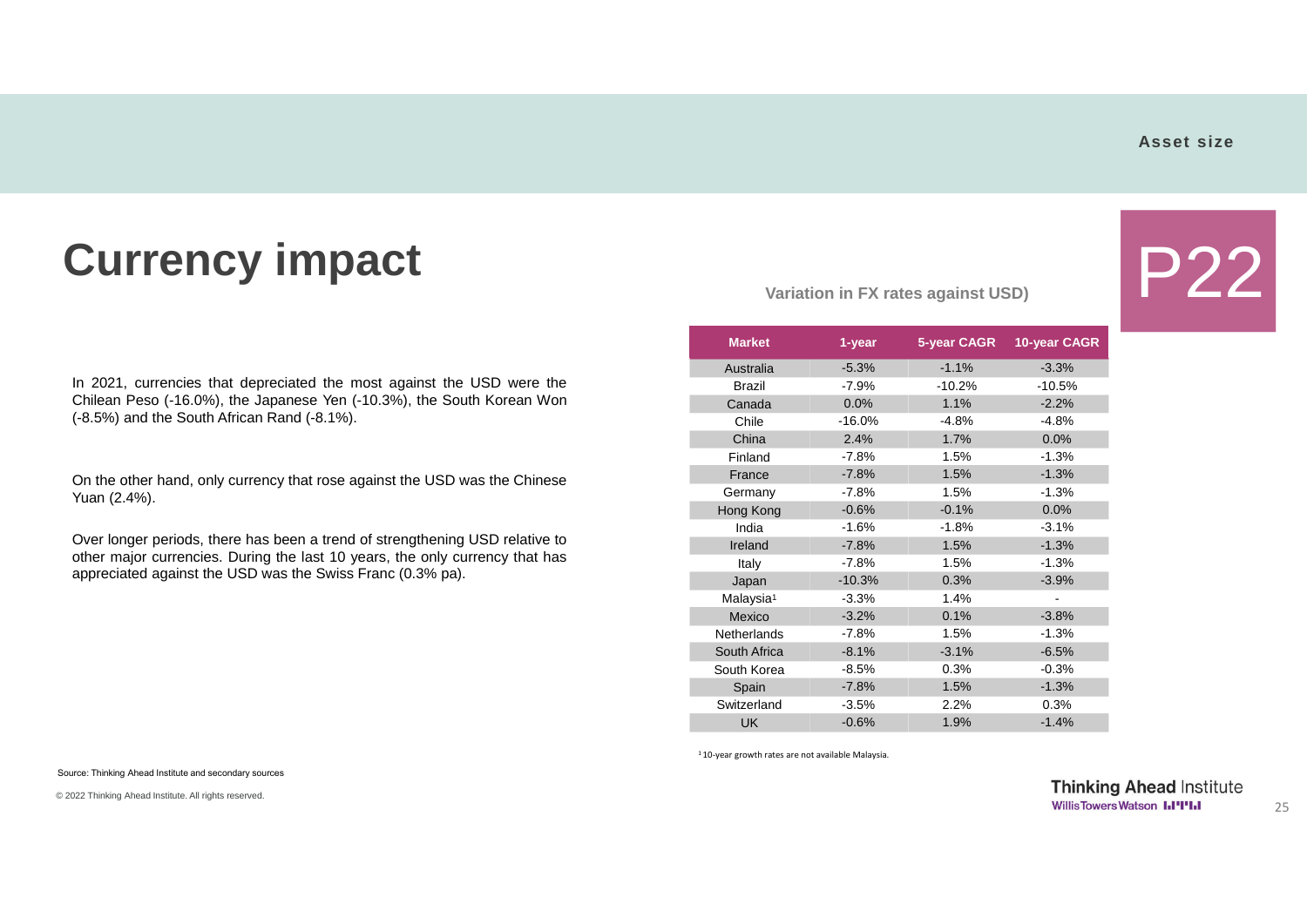Asset size

# Currency impact

P22

In 2021, currencies that depreciated the most against the USD were the Chilean Peso (-16.0%), the Japanese Yen (-10.3%), the South Korean Won (-8.5%) and the South African Rand (-8.1%).

On the other hand, only currency that rose against the USD was the Chinese Yuan (2.4%).

Over longer periods, there has been a trend of strengthening USD relative to other major currencies. During the last 10 years, the only currency that has appreciated against the USD was the Swiss Franc (0.3% pa).

**Variation in FX rates against USD)**

| Market | 1-year | 5-year CAGR | 10-year CAGR |
|---|---|---|---|
| Australia | -5.3% | -1.1% | -3.3% |
| Brazil | -7.9% | -10.2% | -10.5% |
| Canada | 0.0% | 1.1% | -2.2% |
| Chile | -16.0% | -4.8% | -4.8% |
| China | 2.4% | 1.7% | 0.0% |
| Finland | -7.8% | 1.5% | -1.3% |
| France | -7.8% | 1.5% | -1.3% |
| Germany | -7.8% | 1.5% | -1.3% |
| Hong Kong | -0.6% | -0.1% | 0.0% |
| India | -1.6% | -1.8% | -3.1% |
| Ireland | -7.8% | 1.5% | -1.3% |
| Italy | -7.8% | 1.5% | -1.3% |
| Japan | -10.3% | 0.3% | -3.9% |
| Malaysia[1] | -3.3% | 1.4% | - |
| Mexico | -3.2% | 0.1% | -3.8% |
| Netherlands | -7.8% | 1.5% | -1.3% |
| South Africa | -8.1% | -3.1% | -6.5% |
| South Korea | -8.5% | 0.3% | -0.3% |
| Spain | -7.8% | 1.5% | -1.3% |
| Switzerland | -3.5% | 2.2% | 0.3% |
| UK | -0.6% | 1.9% | -1.4% |

[1] 10-year growth rates are not available Malaysia.

Source: Thinking Ahead Institute and secondary sources

© 2022 Thinking Ahead Institute. All rights reserved.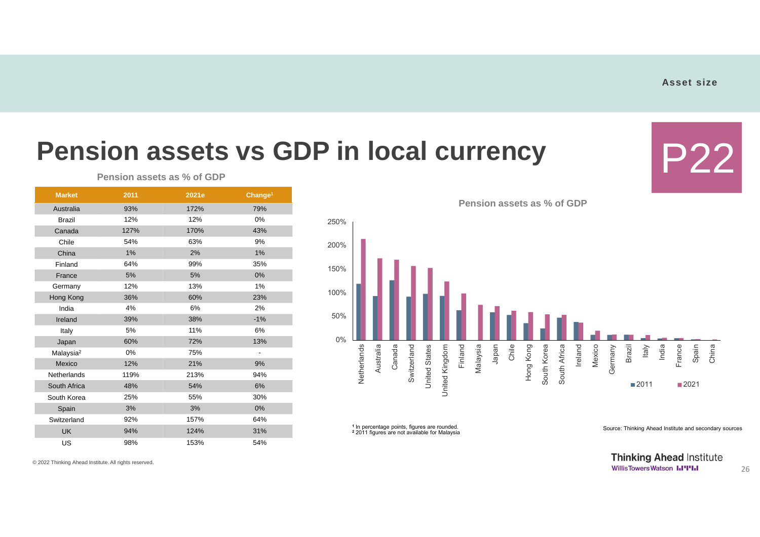Asset size

# Pension assets vs GDP in local currency

P22

**Pension assets as % of GDP**

| Market | 2011 | 2021e | Change[1] |
|---|---|---|---|
| Australia | 93% | 172% | 79% |
| Brazil | 12% | 12% | 0% |
| Canada | 127% | 170% | 43% |
| Chile | 54% | 63% | 9% |
| China | 1% | 2% | 1% |
| Finland | 64% | 99% | 35% |
| France | 5% | 5% | 0% |
| Germany | 12% | 13% | 1% |
| Hong Kong | 36% | 60% | 23% |
| India | 4% | 6% | 2% |
| Ireland | 39% | 38% | -1% |
| Italy | 5% | 11% | 6% |
| Japan | 60% | 72% | 13% |
| Malaysia[2] | 0% | 75% | - |
| Mexico | 12% | 21% | 9% |
| Netherlands | 119% | 213% | 94% |
| South Africa | 48% | 54% | 6% |
| South Korea | 25% | 55% | 30% |
| Spain | 3% | 3% | 0% |
| Switzerland | 92% | 157% | 64% |
| UK | 94% | 124% | 31% |
| US | 98% | 153% | 54% |

**Pension assets as % of GDP**

[Bar chart: 2011 vs 2021, y-axis 0%–250%; markets ordered: Netherlands, Australia, Canada, Switzerland, United States, United Kingdom, Finland, Malaysia, Japan, Chile, Hong Kong, South Korea, South Africa, Ireland, Mexico, Germany, Brazil, Italy, India, France, Spain, China]

[1] In percentage points, figures are rounded.
[2] 2011 figures are not available for Malaysia

Source: Thinking Ahead Institute and secondary sources

© 2022 Thinking Ahead Institute. All rights reserved.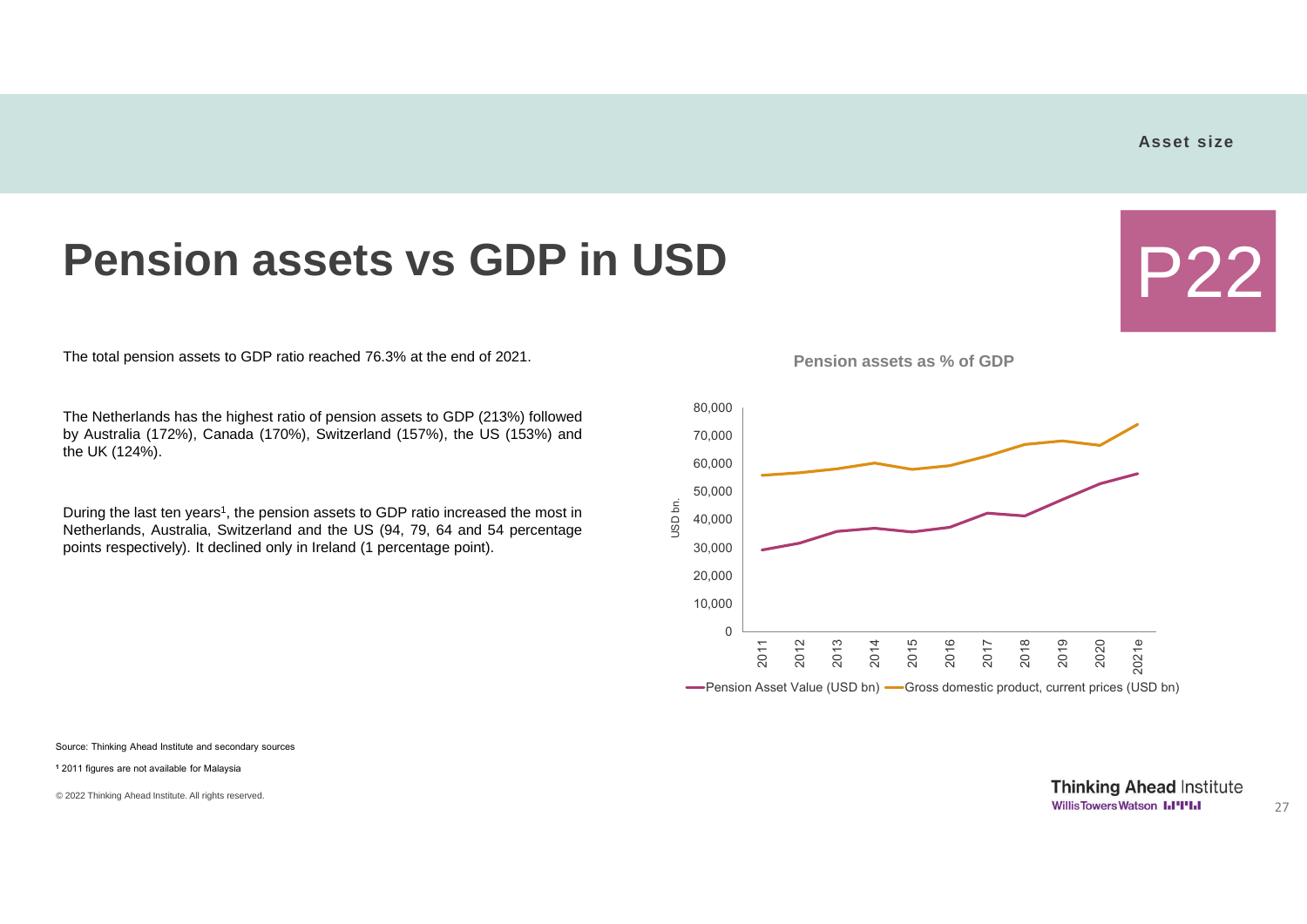Asset size

# Pension assets vs GDP in USD

P22

The total pension assets to GDP ratio reached 76.3% at the end of 2021.

The Netherlands has the highest ratio of pension assets to GDP (213%) followed by Australia (172%), Canada (170%), Switzerland (157%), the US (153%) and the UK (124%).

During the last ten years[1], the pension assets to GDP ratio increased the most in Netherlands, Australia, Switzerland and the US (94, 79, 64 and 54 percentage points respectively). It declined only in Ireland (1 percentage point).

**Pension assets as % of GDP**

USD bn.

80,000
70,000
60,000
50,000
40,000
30,000
20,000
10,000
0

2011 2012 2013 2014 2015 2016 2017 2018 2019 2020 2021e

Pension Asset Value (USD bn) — Gross domestic product, current prices (USD bn)

Source: Thinking Ahead Institute and secondary sources

[1] 2011 figures are not available for Malaysia

© 2022 Thinking Ahead Institute. All rights reserved.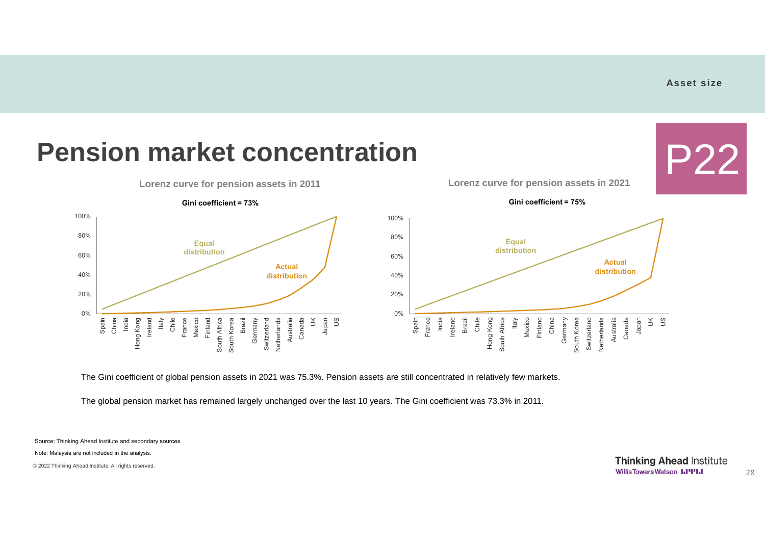Asset size

# Pension market concentration

P22

Lorenz curve for pension assets in 2011

Gini coefficient = 73%

Lorenz curve for pension assets in 2021

Gini coefficient = 75%

The Gini coefficient of global pension assets in 2021 was 75.3%. Pension assets are still concentrated in relatively few markets.

The global pension market has remained largely unchanged over the last 10 years. The Gini coefficient was 73.3% in 2011.

Source: Thinking Ahead Institute and secondary sources

Note: Malaysia are not included in the analysis.

© 2022 Thinking Ahead Institute. All rights reserved.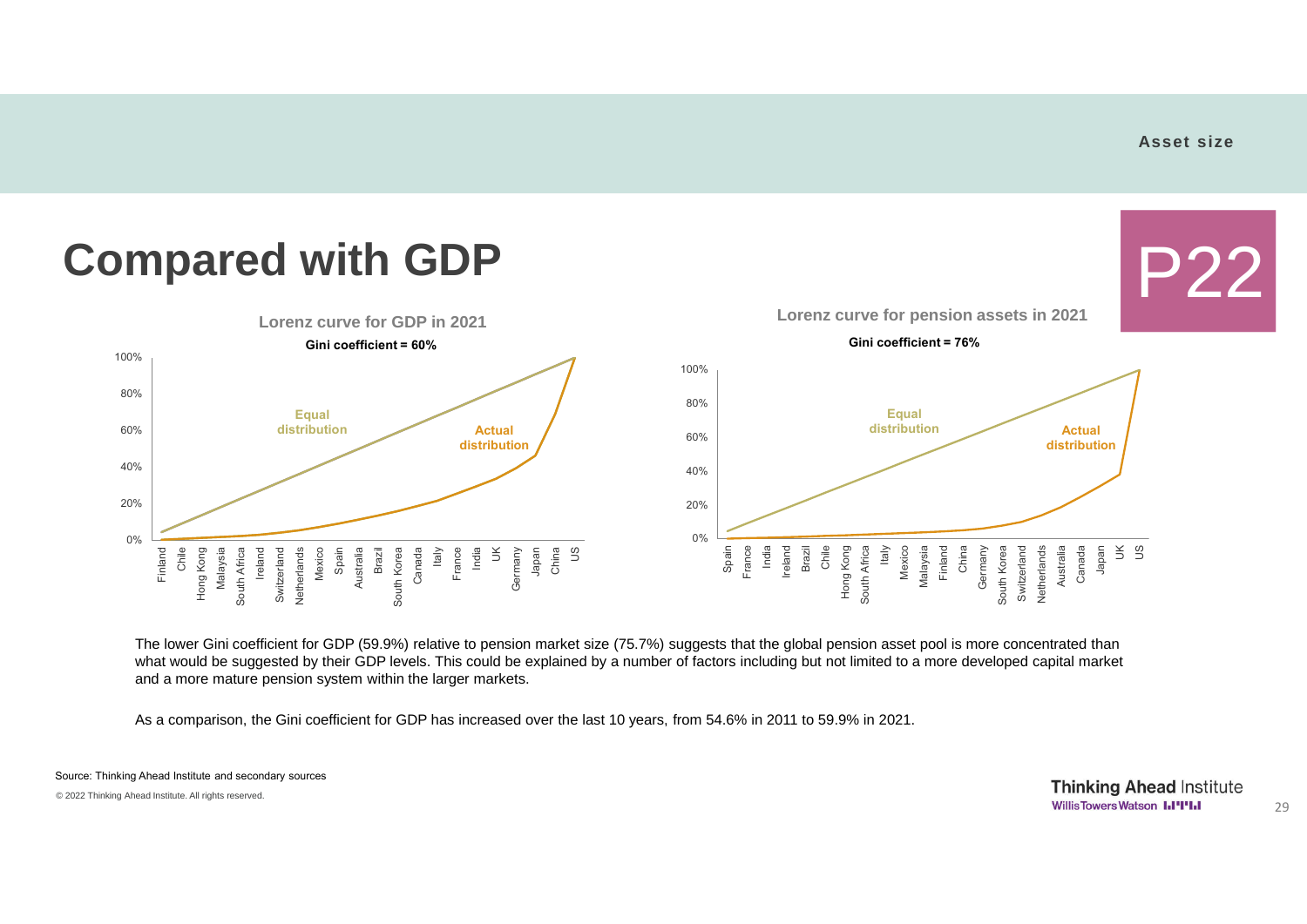Asset size

# Compared with GDP

P22

**Lorenz curve for GDP in 2021**

**Gini coefficient = 60%**

Equal distribution

Actual distribution

Finland, Chile, Hong Kong, Malaysia, South Africa, Ireland, Switzerland, Netherlands, Mexico, Spain, Australia, Brazil, South Korea, Canada, Italy, France, India, UK, Germany, Japan, China, US

**Lorenz curve for pension assets in 2021**

**Gini coefficient = 76%**

Equal distribution

Actual distribution

Spain, France, India, Ireland, Brazil, Chile, Hong Kong, South Africa, Italy, Mexico, Malaysia, Finland, China, Germany, South Korea, Switzerland, Netherlands, Australia, Canada, Japan, UK, US

The lower Gini coefficient for GDP (59.9%) relative to pension market size (75.7%) suggests that the global pension asset pool is more concentrated than what would be suggested by their GDP levels. This could be explained by a number of factors including but not limited to a more developed capital market and a more mature pension system within the larger markets.

As a comparison, the Gini coefficient for GDP has increased over the last 10 years, from 54.6% in 2011 to 59.9% in 2021.

Source: Thinking Ahead Institute and secondary sources

© 2022 Thinking Ahead Institute. All rights reserved.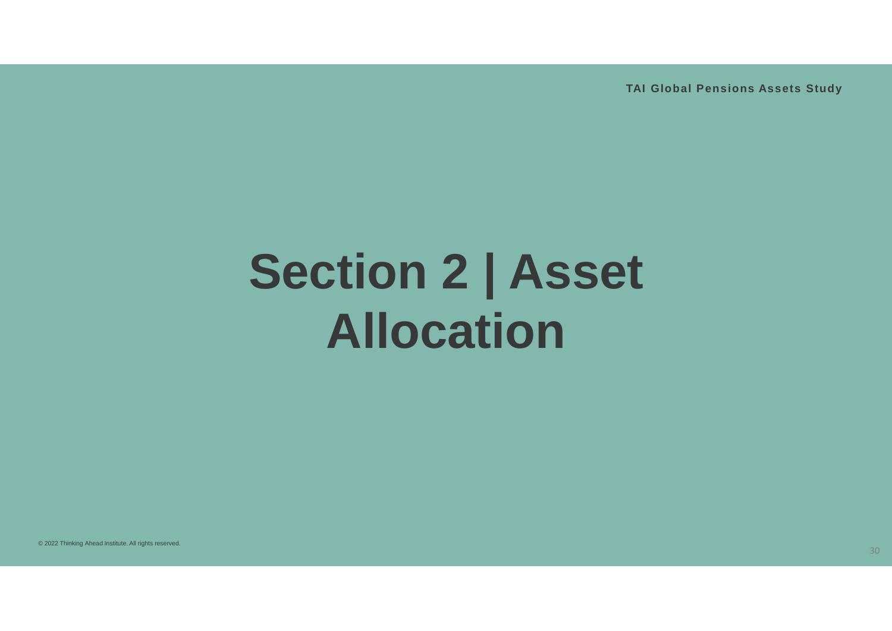# Section 2 | Asset Allocation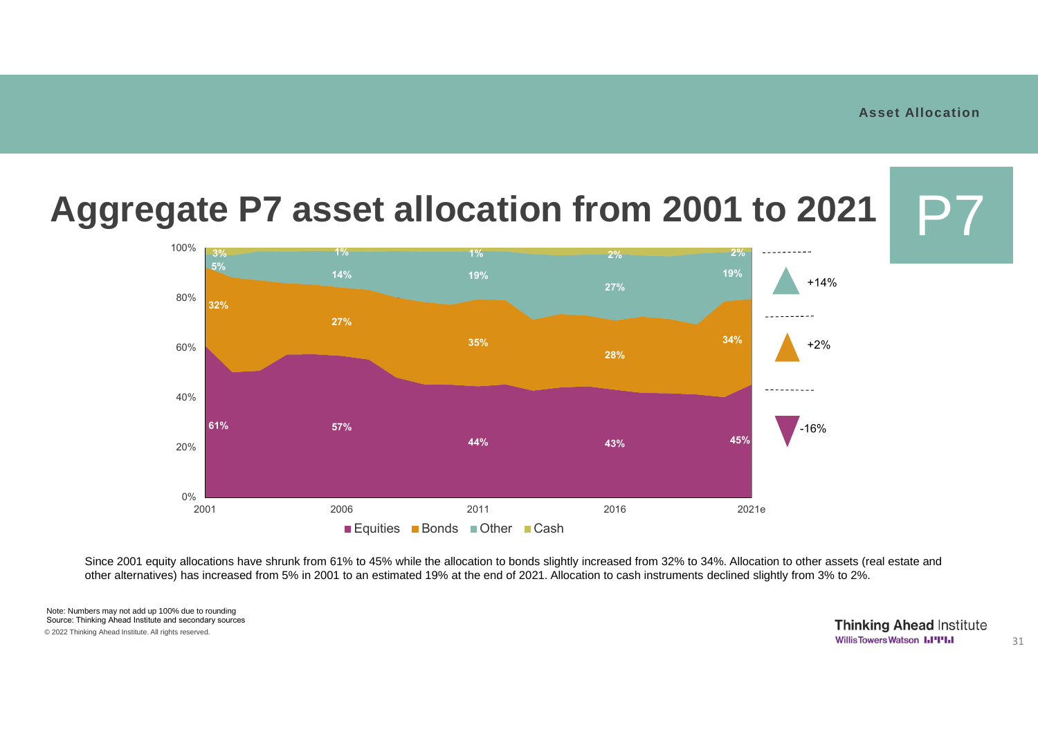Asset Allocation

# Aggregate P7 asset allocation from 2001 to 2021

P7

Since 2001 equity allocations have shrunk from 61% to 45% while the allocation to bonds slightly increased from 32% to 34%. Allocation to other assets (real estate and other alternatives) has increased from 5% in 2001 to an estimated 19% at the end of 2021. Allocation to cash instruments declined slightly from 3% to 2%.

Note: Numbers may not add up 100% due to rounding
Source: Thinking Ahead Institute and secondary sources
© 2022 Thinking Ahead Institute. All rights reserved.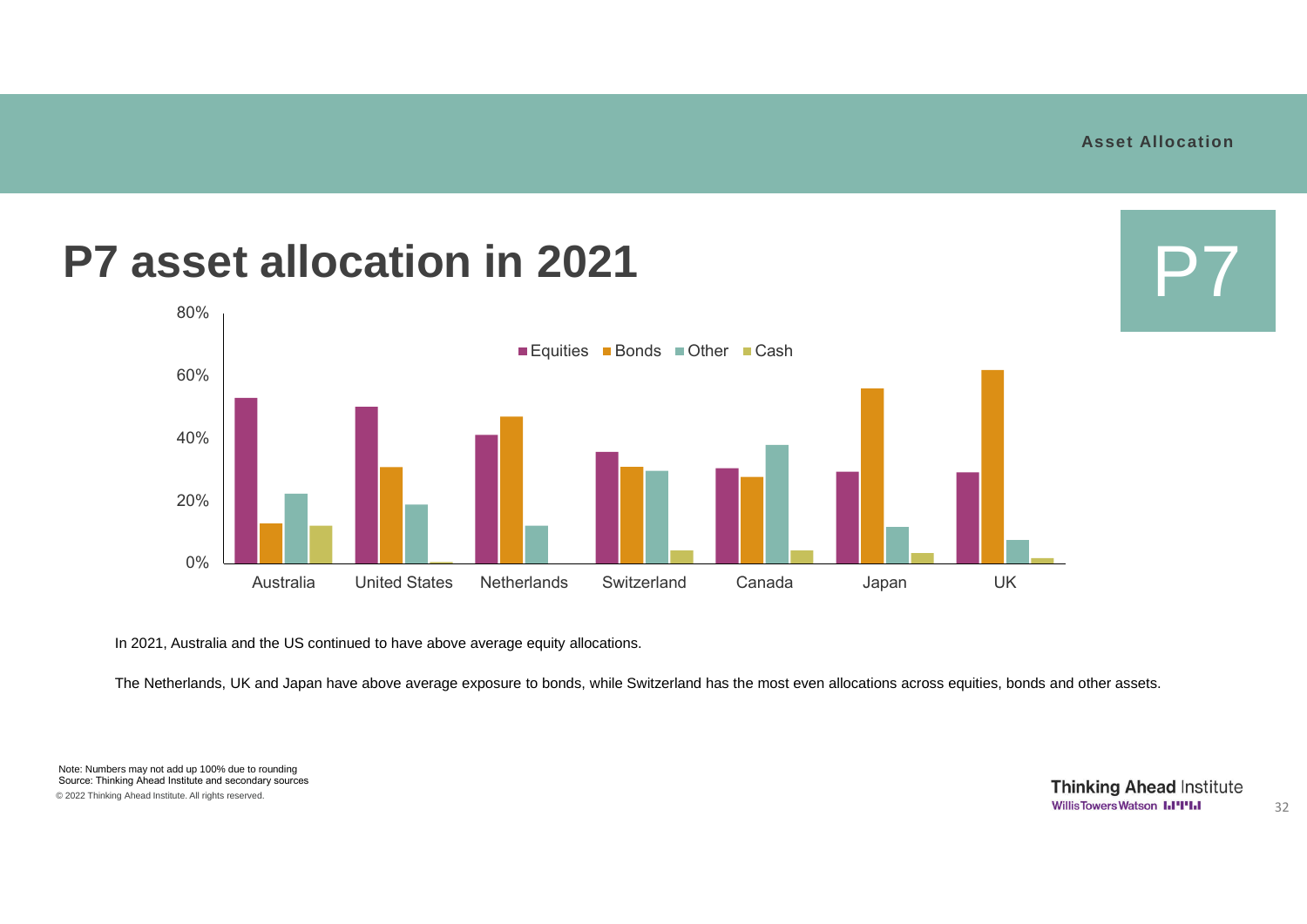Asset Allocation

# P7 asset allocation in 2021

P7

In 2021, Australia and the US continued to have above average equity allocations.

The Netherlands, UK and Japan have above average exposure to bonds, while Switzerland has the most even allocations across equities, bonds and other assets.

Note: Numbers may not add up 100% due to rounding
Source: Thinking Ahead Institute and secondary sources
© 2022 Thinking Ahead Institute. All rights reserved.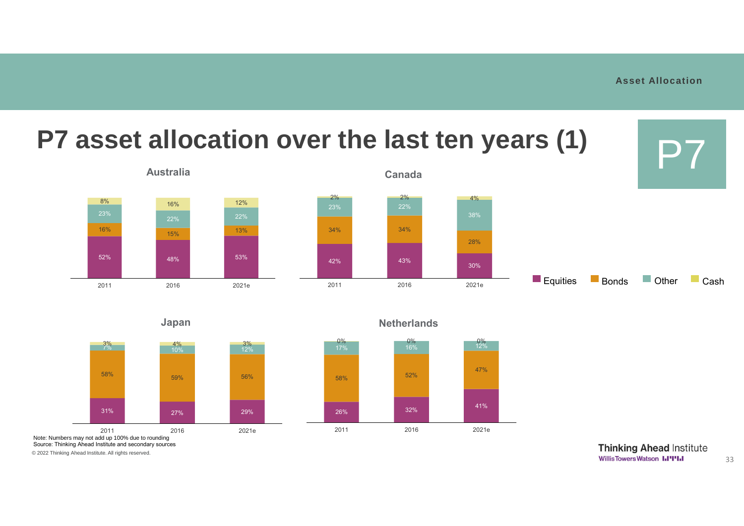# P7 asset allocation over the last ten years (1)

P7

### Australia

| | 2011 | 2016 | 2021e |
|---|---|---|---|
| Equities | 52% | 48% | 53% |
| Bonds | 16% | 15% | 13% |
| Other | 23% | 22% | 22% |
| Cash | 8% | 16% | 12% |

### Canada

| | 2011 | 2016 | 2021e |
|---|---|---|---|
| Equities | 42% | 43% | 30% |
| Bonds | 34% | 34% | 28% |
| Other | 23% | 22% | 38% |
| Cash | 2% | 2% | 4% |

### Japan

| | 2011 | 2016 | 2021e |
|---|---|---|---|
| Equities | 31% | 27% | 29% |
| Bonds | 58% | 59% | 56% |
| Other | 7% | 10% | 12% |
| Cash | 3% | 4% | 3% |

### Netherlands

| | 2011 | 2016 | 2021e |
|---|---|---|---|
| Equities | 26% | 32% | 41% |
| Bonds | 58% | 52% | 47% |
| Other | 17% | 16% | 12% |
| Cash | 0% | 0% | 0% |

Note: Numbers may not add up 100% due to rounding
Source: Thinking Ahead Institute and secondary sources

© 2022 Thinking Ahead Institute. All rights reserved.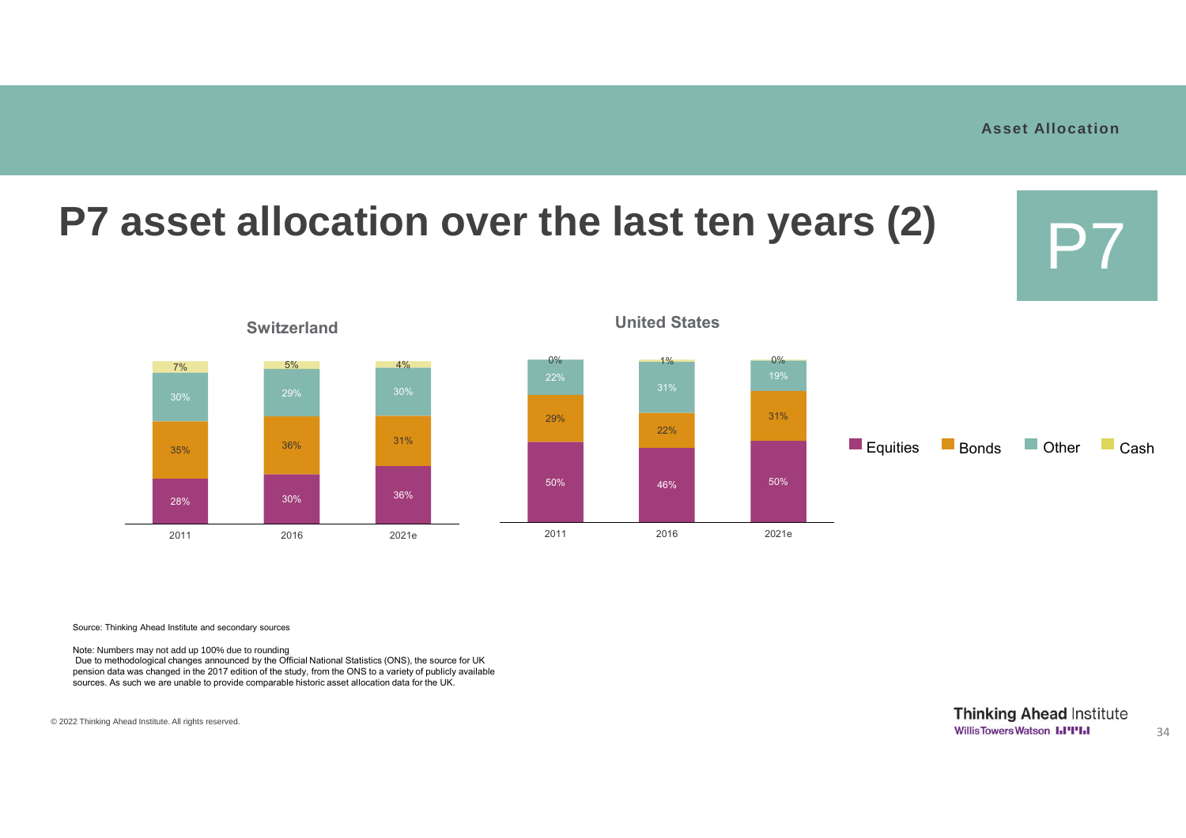Asset Allocation

# P7 asset allocation over the last ten years (2)

P7

### Switzerland

| | 2011 | 2016 | 2021e |
|---|---|---|---|
| Cash | 7% | 5% | 4% |
| Other | 30% | 29% | 30% |
| Bonds | 35% | 36% | 31% |
| Equities | 28% | 30% | 36% |

### United States

| | 2011 | 2016 | 2021e |
|---|---|---|---|
| Cash | 0% | 1% | 0% |
| Other | 22% | 31% | 19% |
| Bonds | 29% | 22% | 31% |
| Equities | 50% | 46% | 50% |

Equities Bonds Other Cash

Source: Thinking Ahead Institute and secondary sources

Note: Numbers may not add up 100% due to rounding
Due to methodological changes announced by the Official National Statistics (ONS), the source for UK pension data was changed in the 2017 edition of the study, from the ONS to a variety of publicly available sources. As such we are unable to provide comparable historic asset allocation data for the UK.

© 2022 Thinking Ahead Institute. All rights reserved.

Thinking Ahead Institute
WillisTowersWatson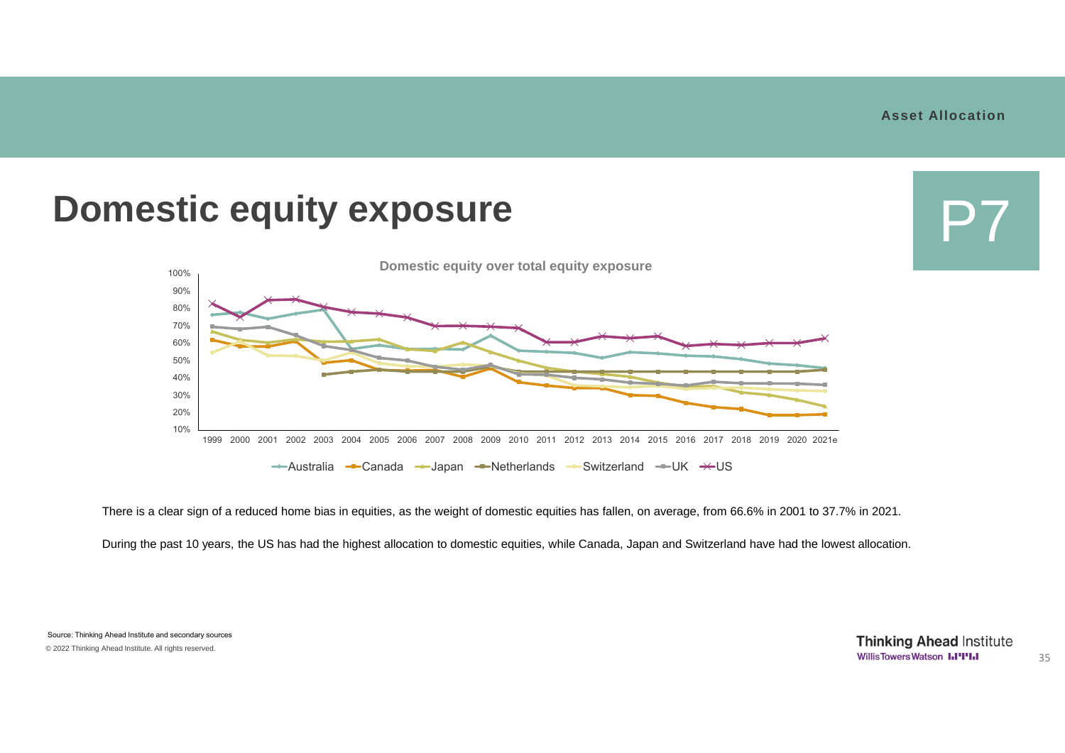# Domestic equity exposure

P7

There is a clear sign of a reduced home bias in equities, as the weight of domestic equities has fallen, on average, from 66.6% in 2001 to 37.7% in 2021.

During the past 10 years, the US has had the highest allocation to domestic equities, while Canada, Japan and Switzerland have had the lowest allocation.

Source: Thinking Ahead Institute and secondary sources

© 2022 Thinking Ahead Institute. All rights reserved.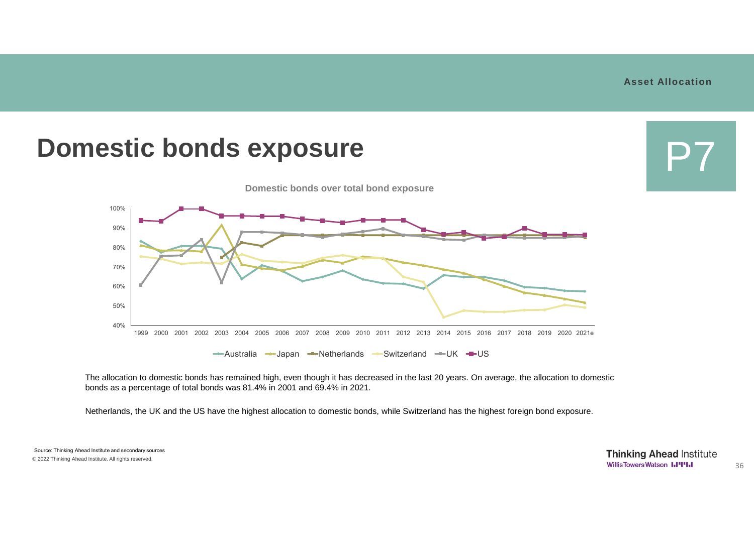Asset Allocation

# Domestic bonds exposure

P7

Domestic bonds over total bond exposure

The allocation to domestic bonds has remained high, even though it has decreased in the last 20 years. On average, the allocation to domestic bonds as a percentage of total bonds was 81.4% in 2001 and 69.4% in 2021.

Netherlands, the UK and the US have the highest allocation to domestic bonds, while Switzerland has the highest foreign bond exposure.

Source: Thinking Ahead Institute and secondary sources

© 2022 Thinking Ahead Institute. All rights reserved.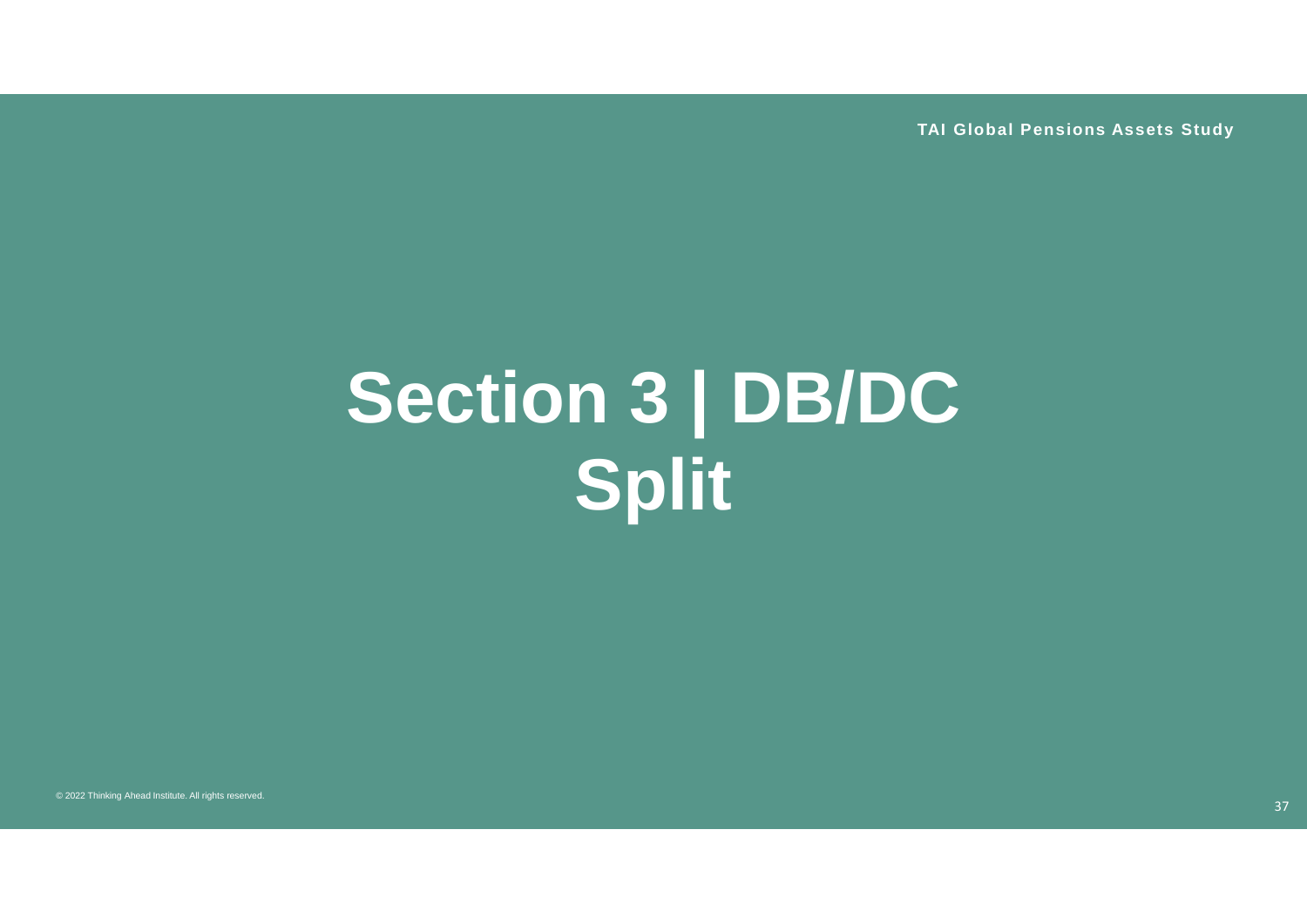# Section 3 | DB/DC Split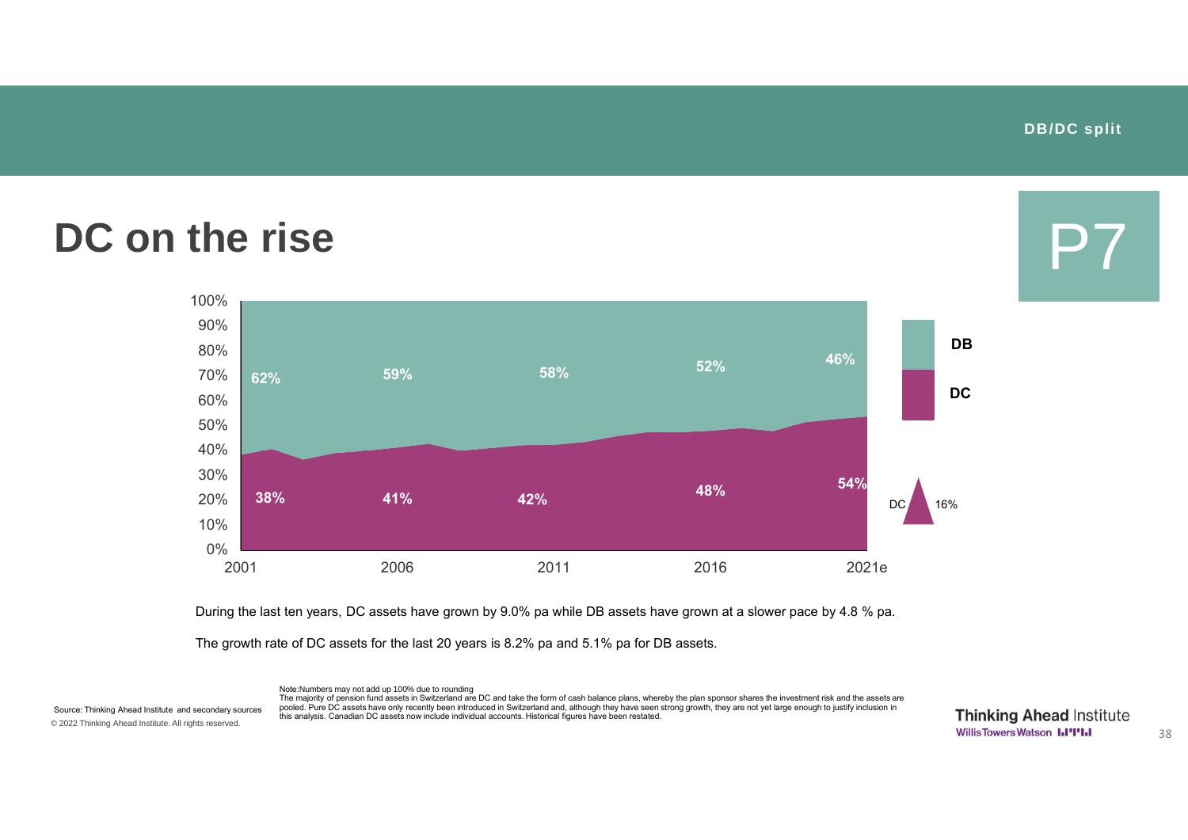DB/DC split

# DC on the rise

P7

| | 2001 | 2006 | 2011 | 2016 | 2021e |
|---|---|---|---|---|---|
| DB | 62% | 59% | 58% | 52% | 46% |
| DC | 38% | 41% | 42% | 48% | 54% |

DC ▲ 16%

During the last ten years, DC assets have grown by 9.0% pa while DB assets have grown at a slower pace by 4.8 % pa.

The growth rate of DC assets for the last 20 years is 8.2% pa and 5.1% pa for DB assets.

Note:Numbers may not add up 100% due to rounding
The majority of pension fund assets in Switzerland are DC and take the form of cash balance plans, whereby the plan sponsor shares the investment risk and the assets are pooled. Pure DC assets have only recently been introduced in Switzerland and, although they have seen strong growth, they are not yet large enough to justify inclusion in this analysis. Canadian DC assets now include individual accounts. Historical figures have been restated.

Source: Thinking Ahead Institute and secondary sources

© 2022 Thinking Ahead Institute. All rights reserved.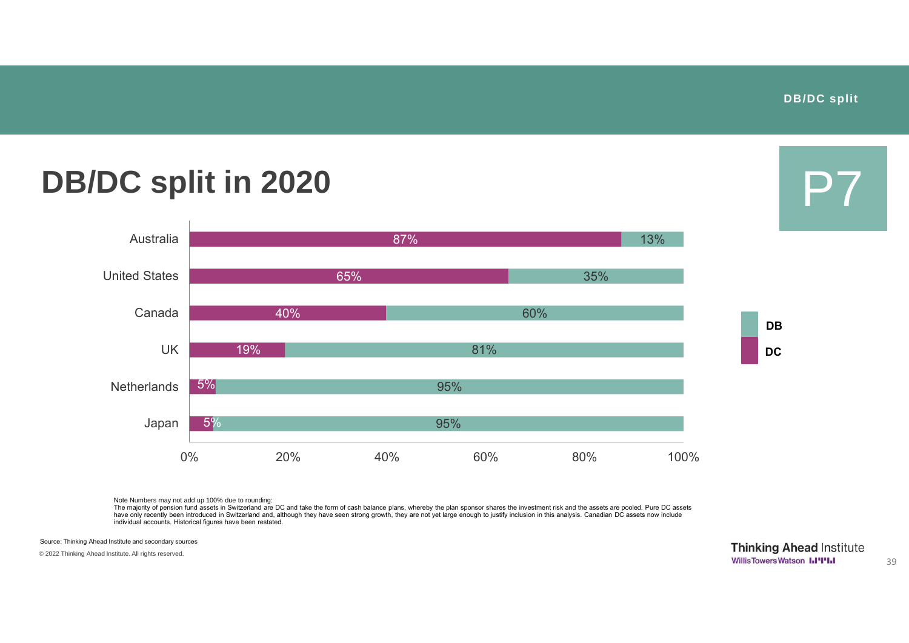# DB/DC split in 2020

P7

| Country | DC | DB |
|---|---|---|
| Australia | 87% | 13% |
| United States | 65% | 35% |
| Canada | 40% | 60% |
| UK | 19% | 81% |
| Netherlands | 5% | 95% |
| Japan | 5% | 95% |

Note Numbers may not add up 100% due to rounding:
The majority of pension fund assets in Switzerland are DC and take the form of cash balance plans, whereby the plan sponsor shares the investment risk and the assets are pooled. Pure DC assets have only recently been introduced in Switzerland and, although they have seen strong growth, they are not yet large enough to justify inclusion in this analysis. Canadian DC assets now include individual accounts. Historical figures have been restated.

Source: Thinking Ahead Institute and secondary sources

© 2022 Thinking Ahead Institute. All rights reserved.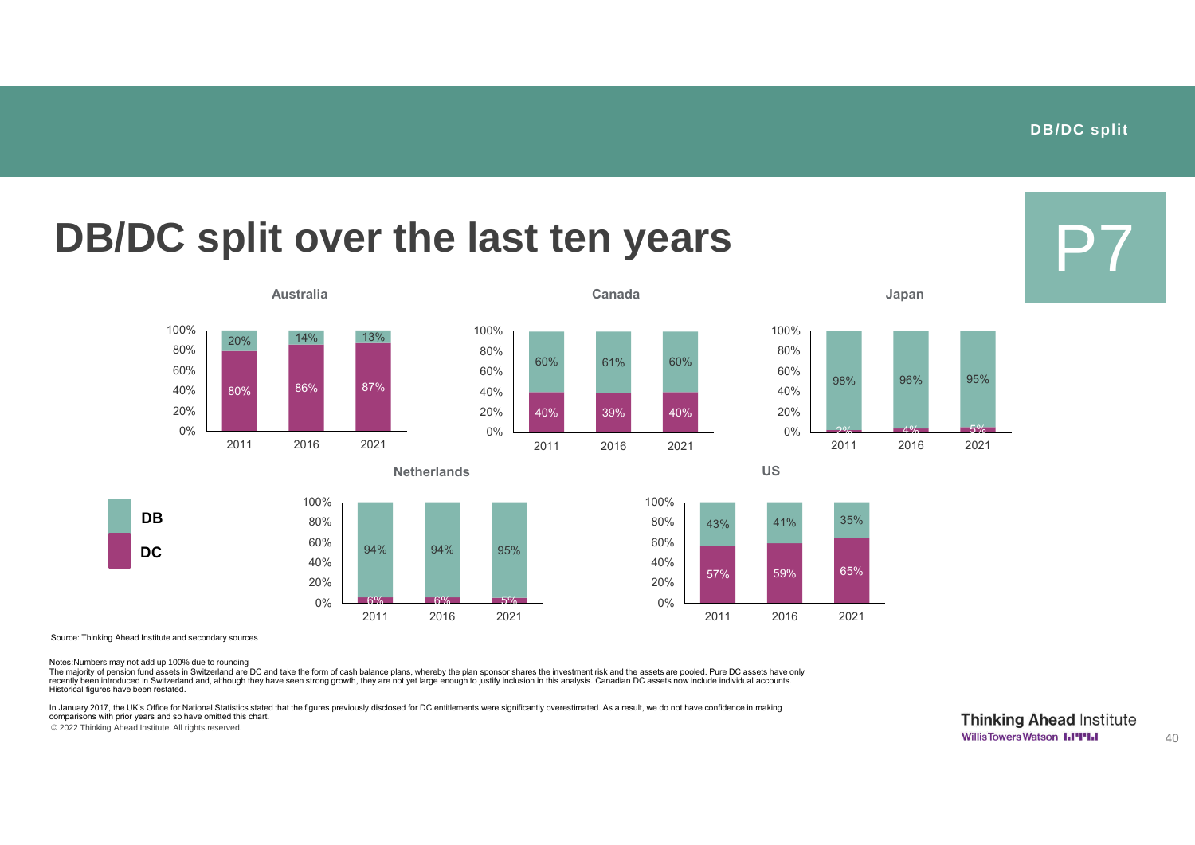# DB/DC split over the last ten years

P7

**Australia**

| | 2011 | 2016 | 2021 |
|---|---|---|---|
| DB | 20% | 14% | 13% |
| DC | 80% | 86% | 87% |

**Canada**

| | 2011 | 2016 | 2021 |
|---|---|---|---|
| DB | 60% | 61% | 60% |
| DC | 40% | 39% | 40% |

**Japan**

| | 2011 | 2016 | 2021 |
|---|---|---|---|
| DB | 98% | 96% | 95% |
| DC | 2% | 4% | 5% |

**Netherlands**

| | 2011 | 2016 | 2021 |
|---|---|---|---|
| DB | 94% | 94% | 95% |
| DC | 6% | 6% | 5% |

**US**

| | 2011 | 2016 | 2021 |
|---|---|---|---|
| DB | 43% | 41% | 35% |
| DC | 57% | 59% | 65% |

Source: Thinking Ahead Institute and secondary sources

Notes:Numbers may not add up 100% due to rounding
The majority of pension fund assets in Switzerland are DC and take the form of cash balance plans, whereby the plan sponsor shares the investment risk and the assets are pooled. Pure DC assets have only recently been introduced in Switzerland and, although they have seen strong growth, they are not yet large enough to justify inclusion in this analysis. Canadian DC assets now include individual accounts.
Historical figures have been restated.

In January 2017, the UK's Office for National Statistics stated that the figures previously disclosed for DC entitlements were significantly overestimated. As a result, we do not have confidence in making comparisons with prior years and so have omitted this chart.

© 2022 Thinking Ahead Institute. All rights reserved.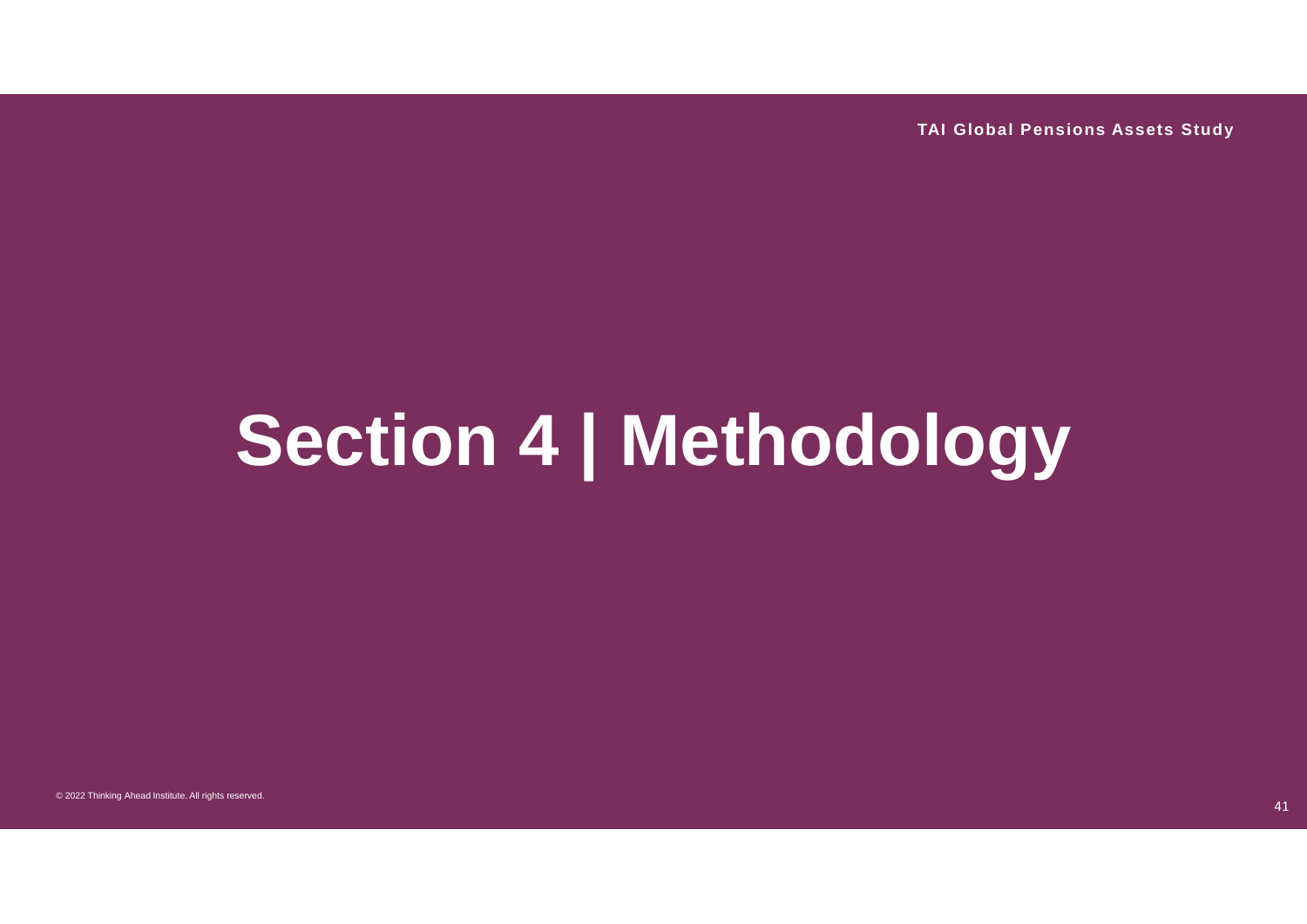# Section 4 | Methodology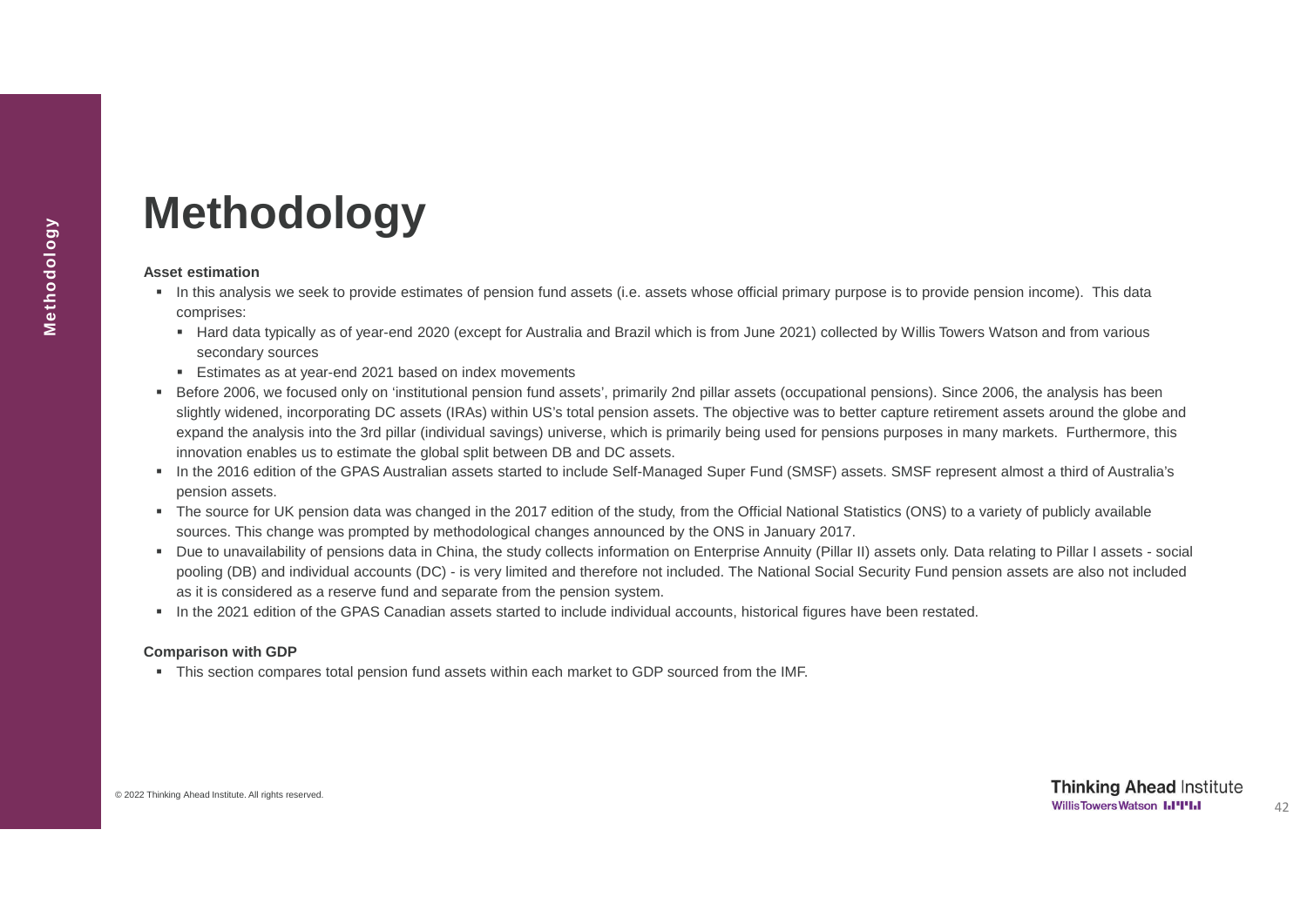# Methodology

**Asset estimation**

- In this analysis we seek to provide estimates of pension fund assets (i.e. assets whose official primary purpose is to provide pension income). This data comprises:
  - Hard data typically as of year-end 2020 (except for Australia and Brazil which is from June 2021) collected by Willis Towers Watson and from various secondary sources
  - Estimates as at year-end 2021 based on index movements
- Before 2006, we focused only on 'institutional pension fund assets', primarily 2nd pillar assets (occupational pensions). Since 2006, the analysis has been slightly widened, incorporating DC assets (IRAs) within US's total pension assets. The objective was to better capture retirement assets around the globe and expand the analysis into the 3rd pillar (individual savings) universe, which is primarily being used for pensions purposes in many markets. Furthermore, this innovation enables us to estimate the global split between DB and DC assets.
- In the 2016 edition of the GPAS Australian assets started to include Self-Managed Super Fund (SMSF) assets. SMSF represent almost a third of Australia's pension assets.
- The source for UK pension data was changed in the 2017 edition of the study, from the Official National Statistics (ONS) to a variety of publicly available sources. This change was prompted by methodological changes announced by the ONS in January 2017.
- Due to unavailability of pensions data in China, the study collects information on Enterprise Annuity (Pillar II) assets only. Data relating to Pillar I assets - social pooling (DB) and individual accounts (DC) - is very limited and therefore not included. The National Social Security Fund pension assets are also not included as it is considered as a reserve fund and separate from the pension system.
- In the 2021 edition of the GPAS Canadian assets started to include individual accounts, historical figures have been restated.

**Comparison with GDP**

- This section compares total pension fund assets within each market to GDP sourced from the IMF.

© 2022 Thinking Ahead Institute. All rights reserved.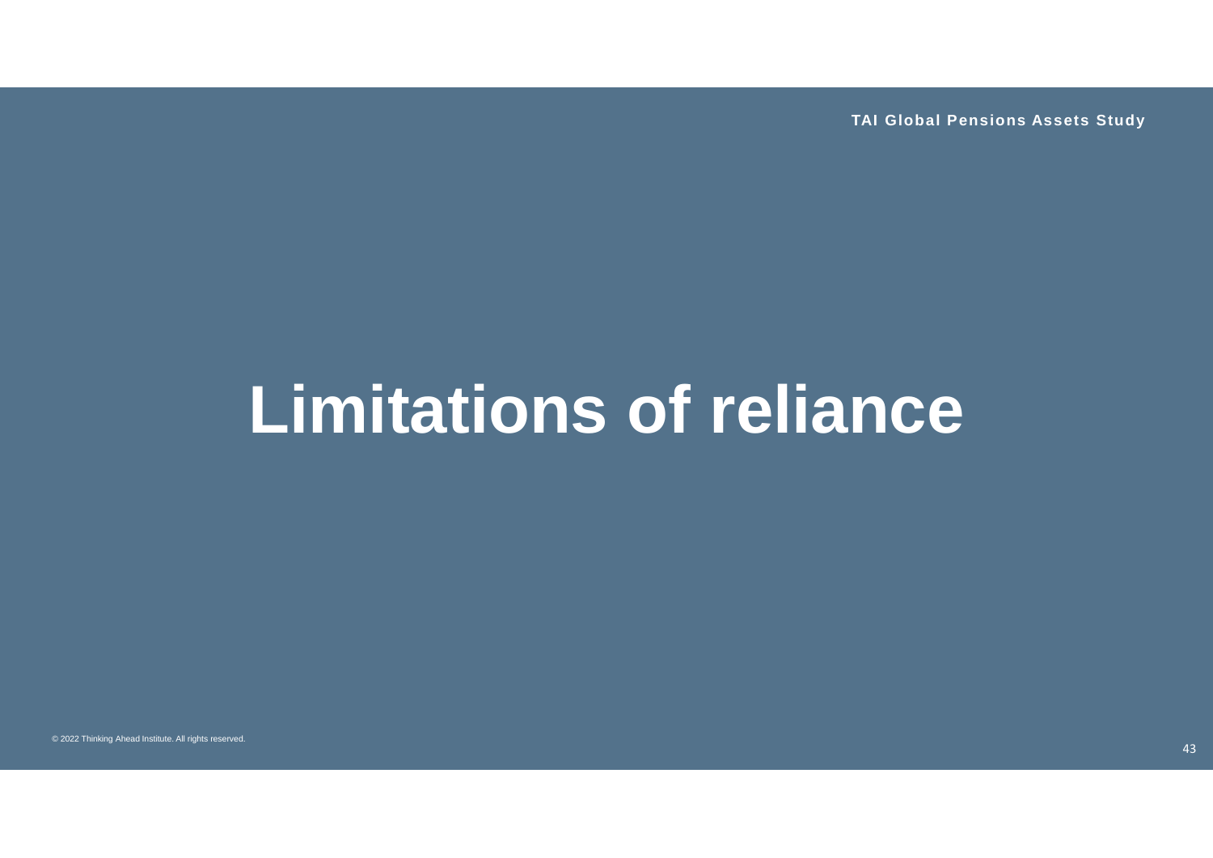# Limitations of reliance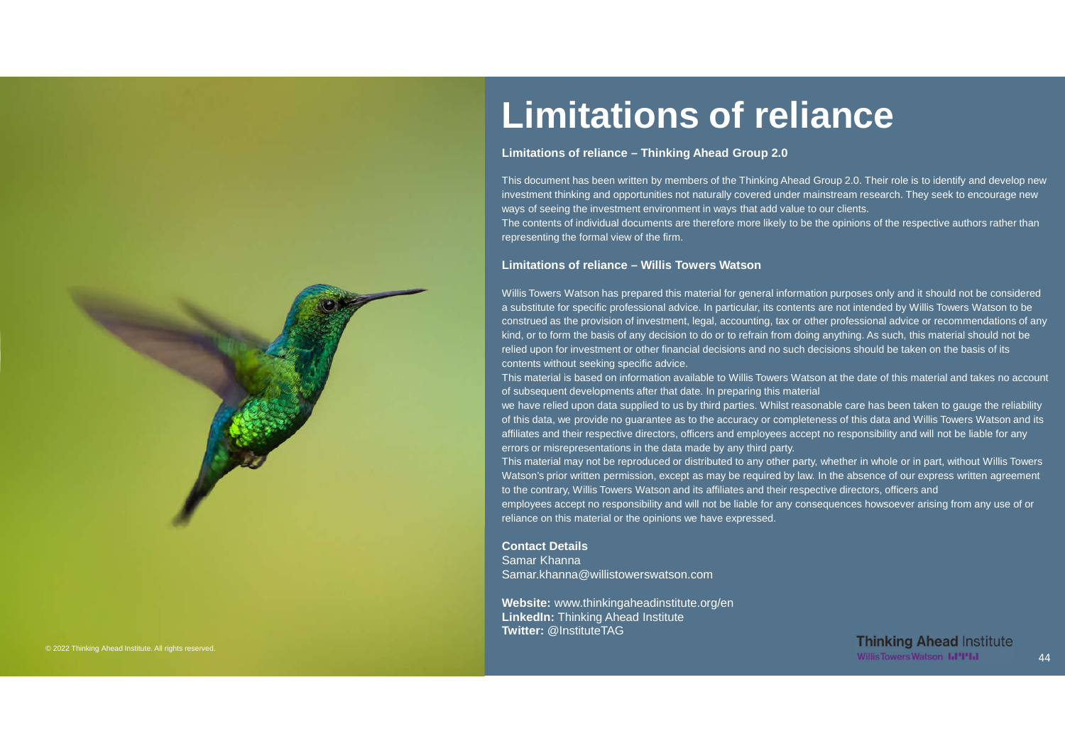# Limitations of reliance

**Limitations of reliance – Thinking Ahead Group 2.0**

This document has been written by members of the Thinking Ahead Group 2.0. Their role is to identify and develop new investment thinking and opportunities not naturally covered under mainstream research. They seek to encourage new ways of seeing the investment environment in ways that add value to our clients.
The contents of individual documents are therefore more likely to be the opinions of the respective authors rather than representing the formal view of the firm.

**Limitations of reliance – Willis Towers Watson**

Willis Towers Watson has prepared this material for general information purposes only and it should not be considered a substitute for specific professional advice. In particular, its contents are not intended by Willis Towers Watson to be construed as the provision of investment, legal, accounting, tax or other professional advice or recommendations of any kind, or to form the basis of any decision to do or to refrain from doing anything. As such, this material should not be relied upon for investment or other financial decisions and no such decisions should be taken on the basis of its contents without seeking specific advice.
This material is based on information available to Willis Towers Watson at the date of this material and takes no account of subsequent developments after that date. In preparing this material
we have relied upon data supplied to us by third parties. Whilst reasonable care has been taken to gauge the reliability of this data, we provide no guarantee as to the accuracy or completeness of this data and Willis Towers Watson and its affiliates and their respective directors, officers and employees accept no responsibility and will not be liable for any errors or misrepresentations in the data made by any third party.
This material may not be reproduced or distributed to any other party, whether in whole or in part, without Willis Towers Watson's prior written permission, except as may be required by law. In the absence of our express written agreement to the contrary, Willis Towers Watson and its affiliates and their respective directors, officers and
employees accept no responsibility and will not be liable for any consequences howsoever arising from any use of or reliance on this material or the opinions we have expressed.

**Contact Details**
Samar Khanna
Samar.khanna@willistowerswatson.com

**Website:** www.thinkingaheadinstitute.org/en
**LinkedIn:** Thinking Ahead Institute
**Twitter:** @InstituteTAG

© 2022 Thinking Ahead Institute. All rights reserved.

Thinking Ahead Institute
Willis Towers Watson